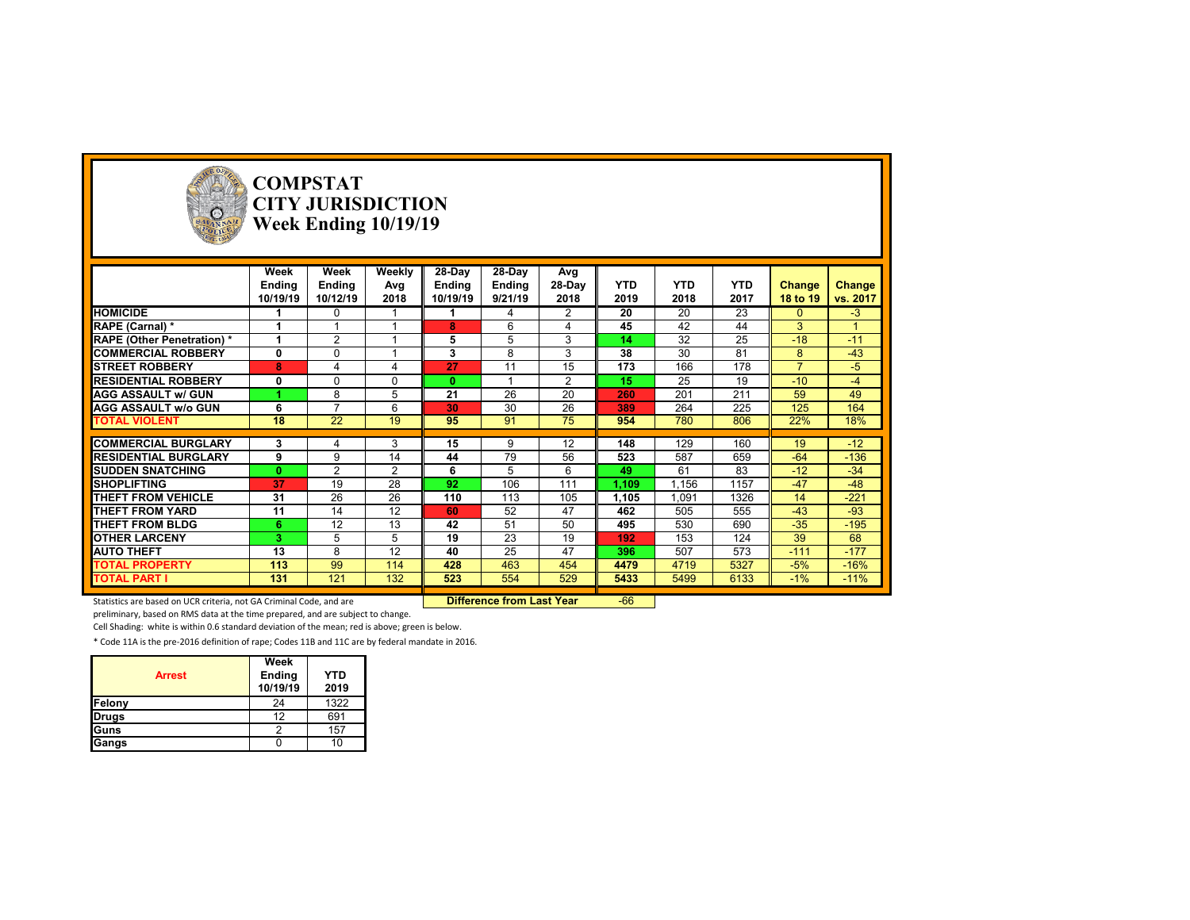# COMPSTAT
# CITY JURISDICTION
# Week Ending 10/19/19

| | Week Ending 10/19/19 | Week Ending 10/12/19 | Weekly Avg 2018 | 28-Day Ending 10/19/19 | 28-Day Ending 9/21/19 | Avg 28-Day 2018 | YTD 2019 | YTD 2018 | YTD 2017 | Change 18 to 19 | Change vs. 2017 |
|---|---|---|---|---|---|---|---|---|---|---|---|
| HOMICIDE | 1 | 0 | 1 | 1 | 4 | 2 | 20 | 20 | 23 | 0 | -3 |
| RAPE (Carnal) * | 1 | 1 | 1 | 8 | 6 | 4 | 45 | 42 | 44 | 3 | 1 |
| RAPE (Other Penetration) * | 1 | 2 | 1 | 5 | 5 | 3 | 14 | 32 | 25 | -18 | -11 |
| COMMERCIAL ROBBERY | 0 | 0 | 1 | 3 | 8 | 3 | 38 | 30 | 81 | 8 | -43 |
| STREET ROBBERY | 8 | 4 | 4 | 27 | 11 | 15 | 173 | 166 | 178 | 7 | -5 |
| RESIDENTIAL ROBBERY | 0 | 0 | 0 | 0 | 1 | 2 | 15 | 25 | 19 | -10 | -4 |
| AGG ASSAULT w/ GUN | 1 | 8 | 5 | 21 | 26 | 20 | 260 | 201 | 211 | 59 | 49 |
| AGG ASSAULT w/o GUN | 6 | 7 | 6 | 30 | 30 | 26 | 389 | 264 | 225 | 125 | 164 |
| TOTAL VIOLENT | 18 | 22 | 19 | 95 | 91 | 75 | 954 | 780 | 806 | 22% | 18% |
| COMMERCIAL BURGLARY | 3 | 4 | 3 | 15 | 9 | 12 | 148 | 129 | 160 | 19 | -12 |
| RESIDENTIAL BURGLARY | 9 | 9 | 14 | 44 | 79 | 56 | 523 | 587 | 659 | -64 | -136 |
| SUDDEN SNATCHING | 0 | 2 | 2 | 6 | 5 | 6 | 49 | 61 | 83 | -12 | -34 |
| SHOPLIFTING | 37 | 19 | 28 | 92 | 106 | 111 | 1,109 | 1,156 | 1157 | -47 | -48 |
| THEFT FROM VEHICLE | 31 | 26 | 26 | 110 | 113 | 105 | 1,105 | 1,091 | 1326 | 14 | -221 |
| THEFT FROM YARD | 11 | 14 | 12 | 60 | 52 | 47 | 462 | 505 | 555 | -43 | -93 |
| THEFT FROM BLDG | 6 | 12 | 13 | 42 | 51 | 50 | 495 | 530 | 690 | -35 | -195 |
| OTHER LARCENY | 3 | 5 | 5 | 19 | 23 | 19 | 192 | 153 | 124 | 39 | 68 |
| AUTO THEFT | 13 | 8 | 12 | 40 | 25 | 47 | 396 | 507 | 573 | -111 | -177 |
| TOTAL PROPERTY | 113 | 99 | 114 | 428 | 463 | 454 | 4479 | 4719 | 5327 | -5% | -16% |
| TOTAL PART I | 131 | 121 | 132 | 523 | 554 | 529 | 5433 | 5499 | 6133 | -1% | -11% |

**Difference from Last Year** -66

Statistics are based on UCR criteria, not GA Criminal Code, and are preliminary, based on RMS data at the time prepared, and are subject to change.

Cell Shading: white is within 0.6 standard deviation of the mean; red is above; green is below.

* Code 11A is the pre-2016 definition of rape; Codes 11B and 11C are by federal mandate in 2016.

| Arrest | Week Ending 10/19/19 | YTD 2019 |
|---|---|---|
| Felony | 24 | 1322 |
| Drugs | 12 | 691 |
| Guns | 2 | 157 |
| Gangs | 0 | 10 |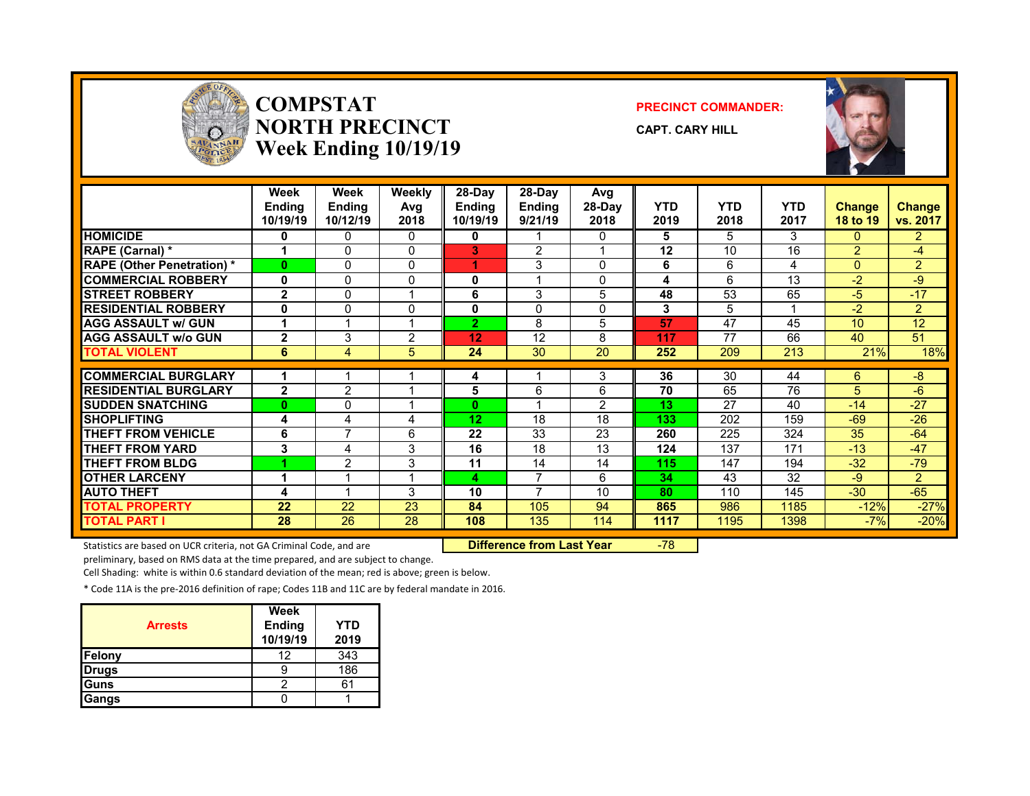# COMPSTAT NORTH PRECINCT
## Week Ending 10/19/19

**PRECINCT COMMANDER:**

**CAPT. CARY HILL**

| | Week Ending 10/19/19 | Week Ending 10/12/19 | Weekly Avg 2018 | 28-Day Ending 10/19/19 | 28-Day Ending 9/21/19 | Avg 28-Day 2018 | YTD 2019 | YTD 2018 | YTD 2017 | Change 18 to 19 | Change vs. 2017 |
|---|---|---|---|---|---|---|---|---|---|---|---|
| HOMICIDE | 0 | 0 | 0 | 0 | 1 | 0 | 5 | 5 | 3 | 0 | 2 |
| RAPE (Carnal) * | 1 | 0 | 0 | 3 | 2 | 1 | 12 | 10 | 16 | 2 | -4 |
| RAPE (Other Penetration) * | 0 | 0 | 0 | 1 | 3 | 0 | 6 | 6 | 4 | 0 | 2 |
| COMMERCIAL ROBBERY | 0 | 0 | 0 | 0 | 1 | 0 | 4 | 6 | 13 | -2 | -9 |
| STREET ROBBERY | 2 | 0 | 1 | 6 | 3 | 5 | 48 | 53 | 65 | -5 | -17 |
| RESIDENTIAL ROBBERY | 0 | 0 | 0 | 0 | 0 | 0 | 3 | 5 | 1 | -2 | 2 |
| AGG ASSAULT w/ GUN | 1 | 1 | 1 | 2 | 8 | 5 | 57 | 47 | 45 | 10 | 12 |
| AGG ASSAULT w/o GUN | 2 | 3 | 2 | 12 | 12 | 8 | 117 | 77 | 66 | 40 | 51 |
| TOTAL VIOLENT | 6 | 4 | 5 | 24 | 30 | 20 | 252 | 209 | 213 | 21% | 18% |
| COMMERCIAL BURGLARY | 1 | 1 | 1 | 4 | 1 | 3 | 36 | 30 | 44 | 6 | -8 |
| RESIDENTIAL BURGLARY | 2 | 2 | 1 | 5 | 6 | 6 | 70 | 65 | 76 | 5 | -6 |
| SUDDEN SNATCHING | 0 | 0 | 1 | 0 | 1 | 2 | 13 | 27 | 40 | -14 | -27 |
| SHOPLIFTING | 4 | 4 | 4 | 12 | 18 | 18 | 133 | 202 | 159 | -69 | -26 |
| THEFT FROM VEHICLE | 6 | 7 | 6 | 22 | 33 | 23 | 260 | 225 | 324 | 35 | -64 |
| THEFT FROM YARD | 3 | 4 | 3 | 16 | 18 | 13 | 124 | 137 | 171 | -13 | -47 |
| THEFT FROM BLDG | 1 | 2 | 3 | 11 | 14 | 14 | 115 | 147 | 194 | -32 | -79 |
| OTHER LARCENY | 1 | 1 | 1 | 4 | 7 | 6 | 34 | 43 | 32 | -9 | 2 |
| AUTO THEFT | 4 | 1 | 3 | 10 | 7 | 10 | 80 | 110 | 145 | -30 | -65 |
| TOTAL PROPERTY | 22 | 22 | 23 | 84 | 105 | 94 | 865 | 986 | 1185 | -12% | -27% |
| TOTAL PART I | 28 | 26 | 28 | 108 | 135 | 114 | 1117 | 1195 | 1398 | -7% | -20% |

**Difference from Last Year** -78

Statistics are based on UCR criteria, not GA Criminal Code, and are preliminary, based on RMS data at the time prepared, and are subject to change.

Cell Shading: white is within 0.6 standard deviation of the mean; red is above; green is below.

* Code 11A is the pre-2016 definition of rape; Codes 11B and 11C are by federal mandate in 2016.

| Arrests | Week Ending 10/19/19 | YTD 2019 |
|---|---|---|
| Felony | 12 | 343 |
| Drugs | 9 | 186 |
| Guns | 2 | 61 |
| Gangs | 0 | 1 |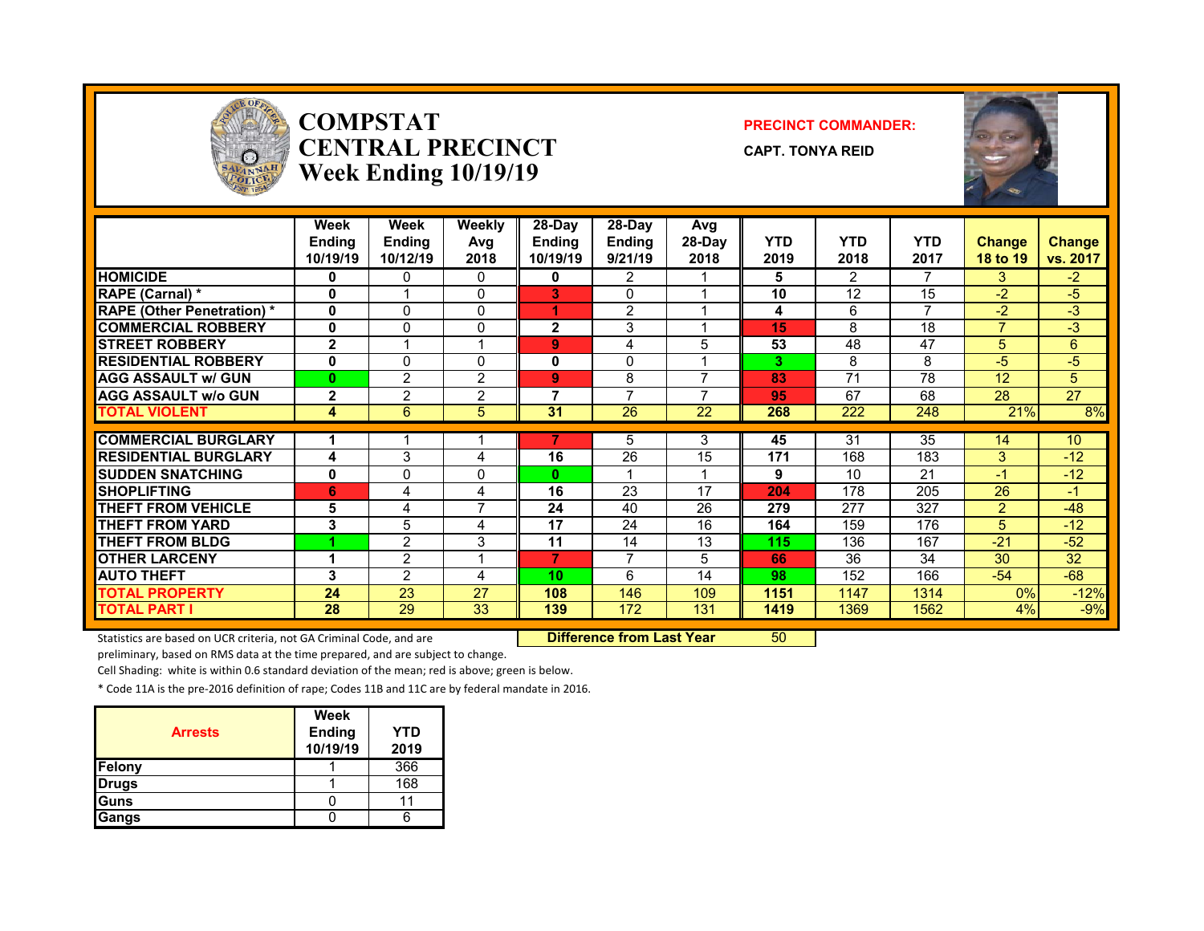# COMPSTAT
# CENTRAL PRECINCT
## Week Ending 10/19/19

**PRECINCT COMMANDER:**

**CAPT. TONYA REID**

| | Week Ending 10/19/19 | Week Ending 10/12/19 | Weekly Avg 2018 | 28-Day Ending 10/19/19 | 28-Day Ending 9/21/19 | Avg 28-Day 2018 | YTD 2019 | YTD 2018 | YTD 2017 | Change 18 to 19 | Change vs. 2017 |
|---|---|---|---|---|---|---|---|---|---|---|---|
| HOMICIDE | 0 | 0 | 0 | 0 | 2 | 1 | 5 | 2 | 7 | 3 | -2 |
| RAPE (Carnal) * | 0 | 1 | 0 | 3 | 0 | 1 | 10 | 12 | 15 | -2 | -5 |
| RAPE (Other Penetration) * | 0 | 0 | 0 | 1 | 2 | 1 | 4 | 6 | 7 | -2 | -3 |
| COMMERCIAL ROBBERY | 0 | 0 | 0 | 2 | 3 | 1 | 15 | 8 | 18 | 7 | -3 |
| STREET ROBBERY | 2 | 1 | 1 | 9 | 4 | 5 | 53 | 48 | 47 | 5 | 6 |
| RESIDENTIAL ROBBERY | 0 | 0 | 0 | 0 | 0 | 1 | 3 | 8 | 8 | -5 | -5 |
| AGG ASSAULT w/ GUN | 0 | 2 | 2 | 9 | 8 | 7 | 83 | 71 | 78 | 12 | 5 |
| AGG ASSAULT w/o GUN | 2 | 2 | 2 | 7 | 7 | 7 | 95 | 67 | 68 | 28 | 27 |
| TOTAL VIOLENT | 4 | 6 | 5 | 31 | 26 | 22 | 268 | 222 | 248 | 21% | 8% |
| COMMERCIAL BURGLARY | 1 | 1 | 1 | 7 | 5 | 3 | 45 | 31 | 35 | 14 | 10 |
| RESIDENTIAL BURGLARY | 4 | 3 | 4 | 16 | 26 | 15 | 171 | 168 | 183 | 3 | -12 |
| SUDDEN SNATCHING | 0 | 0 | 0 | 0 | 1 | 1 | 9 | 10 | 21 | -1 | -12 |
| SHOPLIFTING | 6 | 4 | 4 | 16 | 23 | 17 | 204 | 178 | 205 | 26 | -1 |
| THEFT FROM VEHICLE | 5 | 4 | 7 | 24 | 40 | 26 | 279 | 277 | 327 | 2 | -48 |
| THEFT FROM YARD | 3 | 5 | 4 | 17 | 24 | 16 | 164 | 159 | 176 | 5 | -12 |
| THEFT FROM BLDG | 1 | 2 | 3 | 11 | 14 | 13 | 115 | 136 | 167 | -21 | -52 |
| OTHER LARCENY | 1 | 2 | 1 | 7 | 7 | 5 | 66 | 36 | 34 | 30 | 32 |
| AUTO THEFT | 3 | 2 | 4 | 10 | 6 | 14 | 98 | 152 | 166 | -54 | -68 |
| TOTAL PROPERTY | 24 | 23 | 27 | 108 | 146 | 109 | 1151 | 1147 | 1314 | 0% | -12% |
| TOTAL PART I | 28 | 29 | 33 | 139 | 172 | 131 | 1419 | 1369 | 1562 | 4% | -9% |

**Difference from Last Year** 50

Statistics are based on UCR criteria, not GA Criminal Code, and are preliminary, based on RMS data at the time prepared, and are subject to change.

Cell Shading: white is within 0.6 standard deviation of the mean; red is above; green is below.

* Code 11A is the pre-2016 definition of rape; Codes 11B and 11C are by federal mandate in 2016.

| Arrests | Week Ending 10/19/19 | YTD 2019 |
|---|---|---|
| Felony | 1 | 366 |
| Drugs | 1 | 168 |
| Guns | 0 | 11 |
| Gangs | 0 | 6 |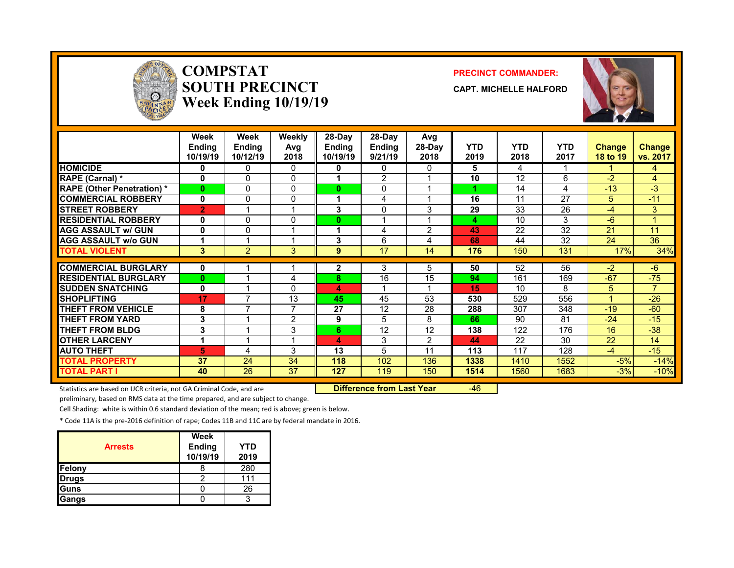# COMPSTAT SOUTH PRECINCT Week Ending 10/19/19

**PRECINCT COMMANDER:**

**CAPT. MICHELLE HALFORD**

| | Week Ending 10/19/19 | Week Ending 10/12/19 | Weekly Avg 2018 | 28-Day Ending 10/19/19 | 28-Day Ending 9/21/19 | Avg 28-Day 2018 | YTD 2019 | YTD 2018 | YTD 2017 | Change 18 to 19 | Change vs. 2017 |
|---|---|---|---|---|---|---|---|---|---|---|---|
| HOMICIDE | 0 | 0 | 0 | 0 | 0 | 0 | 5 | 4 | 1 | 1 | 4 |
| RAPE (Carnal) * | 0 | 0 | 0 | 1 | 2 | 1 | 10 | 12 | 6 | -2 | 4 |
| RAPE (Other Penetration) * | 0 | 0 | 0 | 0 | 0 | 1 | 1 | 14 | 4 | -13 | -3 |
| COMMERCIAL ROBBERY | 0 | 0 | 0 | 1 | 4 | 1 | 16 | 11 | 27 | 5 | -11 |
| STREET ROBBERY | 2 | 1 | 1 | 3 | 0 | 3 | 29 | 33 | 26 | -4 | 3 |
| RESIDENTIAL ROBBERY | 0 | 0 | 0 | 0 | 1 | 1 | 4 | 10 | 3 | -6 | 1 |
| AGG ASSAULT w/ GUN | 0 | 0 | 1 | 1 | 4 | 2 | 43 | 22 | 32 | 21 | 11 |
| AGG ASSAULT w/o GUN | 1 | 1 | 1 | 3 | 6 | 4 | 68 | 44 | 32 | 24 | 36 |
| TOTAL VIOLENT | 3 | 2 | 3 | 9 | 17 | 14 | 176 | 150 | 131 | 17% | 34% |
| COMMERCIAL BURGLARY | 0 | 1 | 1 | 2 | 3 | 5 | 50 | 52 | 56 | -2 | -6 |
| RESIDENTIAL BURGLARY | 0 | 1 | 4 | 8 | 16 | 15 | 94 | 161 | 169 | -67 | -75 |
| SUDDEN SNATCHING | 0 | 1 | 0 | 4 | 1 | 1 | 15 | 10 | 8 | 5 | 7 |
| SHOPLIFTING | 17 | 7 | 13 | 45 | 45 | 53 | 530 | 529 | 556 | 1 | -26 |
| THEFT FROM VEHICLE | 8 | 7 | 7 | 27 | 12 | 28 | 288 | 307 | 348 | -19 | -60 |
| THEFT FROM YARD | 3 | 1 | 2 | 9 | 5 | 8 | 66 | 90 | 81 | -24 | -15 |
| THEFT FROM BLDG | 3 | 1 | 3 | 6 | 12 | 12 | 138 | 122 | 176 | 16 | -38 |
| OTHER LARCENY | 1 | 1 | 1 | 4 | 3 | 2 | 44 | 22 | 30 | 22 | 14 |
| AUTO THEFT | 5 | 4 | 3 | 13 | 5 | 11 | 113 | 117 | 128 | -4 | -15 |
| TOTAL PROPERTY | 37 | 24 | 34 | 118 | 102 | 136 | 1338 | 1410 | 1552 | -5% | -14% |
| TOTAL PART I | 40 | 26 | 37 | 127 | 119 | 150 | 1514 | 1560 | 1683 | -3% | -10% |

**Difference from Last Year** -46

Statistics are based on UCR criteria, not GA Criminal Code, and are preliminary, based on RMS data at the time prepared, and are subject to change.

Cell Shading: white is within 0.6 standard deviation of the mean; red is above; green is below.

* Code 11A is the pre-2016 definition of rape; Codes 11B and 11C are by federal mandate in 2016.

| Arrests | Week Ending 10/19/19 | YTD 2019 |
|---|---|---|
| Felony | 8 | 280 |
| Drugs | 2 | 111 |
| Guns | 0 | 26 |
| Gangs | 0 | 3 |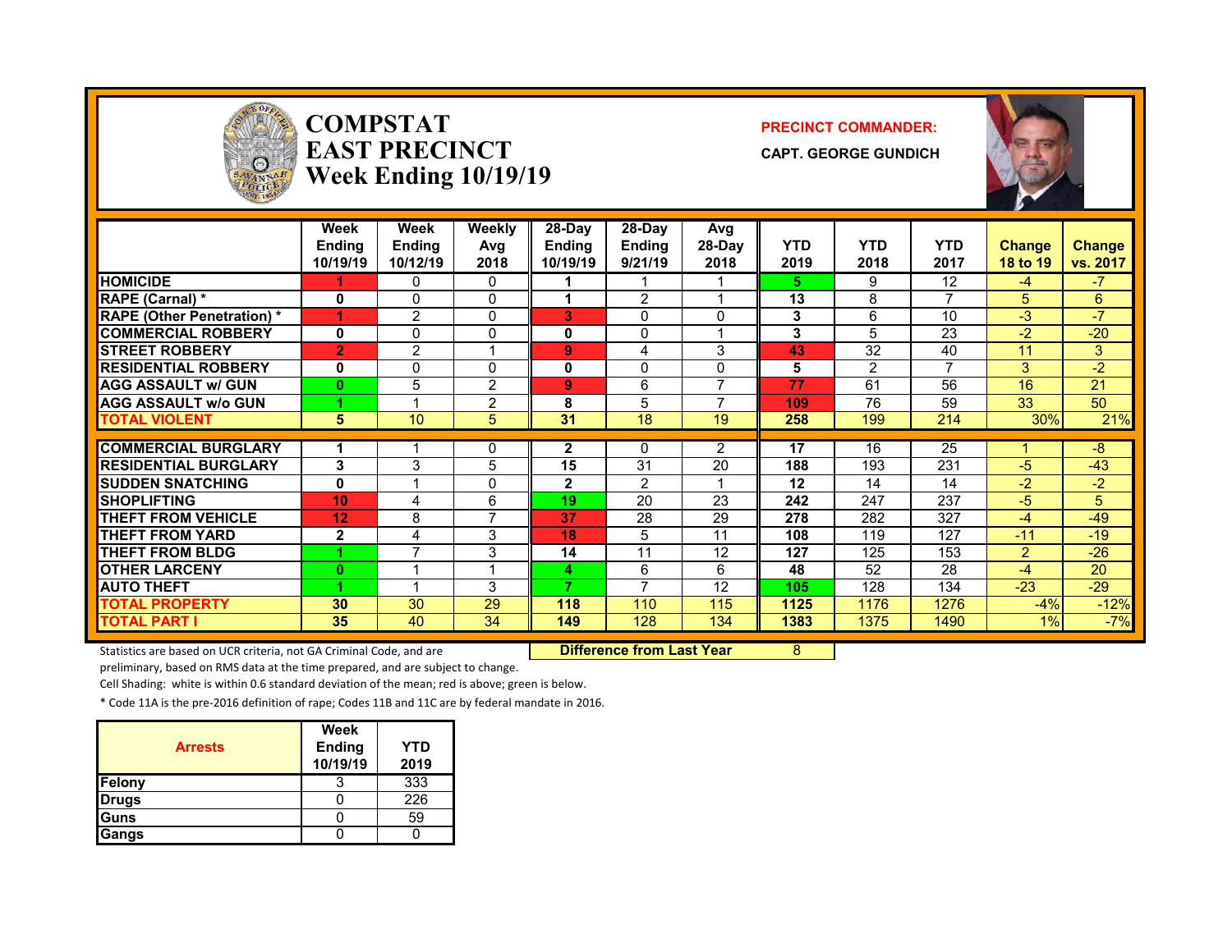# COMPSTAT
# EAST PRECINCT
# Week Ending 10/19/19

**PRECINCT COMMANDER:**

**CAPT. GEORGE GUNDICH**

| | Week Ending 10/19/19 | Week Ending 10/12/19 | Weekly Avg 2018 | 28-Day Ending 10/19/19 | 28-Day Ending 9/21/19 | Avg 28-Day 2018 | YTD 2019 | YTD 2018 | YTD 2017 | Change 18 to 19 | Change vs. 2017 |
|---|---|---|---|---|---|---|---|---|---|---|---|
| HOMICIDE | 1 | 0 | 0 | 1 | 1 | 1 | 5 | 9 | 12 | -4 | -7 |
| RAPE (Carnal) * | 0 | 0 | 0 | 1 | 2 | 1 | 13 | 8 | 7 | 5 | 6 |
| RAPE (Other Penetration) * | 1 | 2 | 0 | 3 | 0 | 0 | 3 | 6 | 10 | -3 | -7 |
| COMMERCIAL ROBBERY | 0 | 0 | 0 | 0 | 0 | 1 | 3 | 5 | 23 | -2 | -20 |
| STREET ROBBERY | 2 | 2 | 1 | 9 | 4 | 3 | 43 | 32 | 40 | 11 | 3 |
| RESIDENTIAL ROBBERY | 0 | 0 | 0 | 0 | 0 | 0 | 5 | 2 | 7 | 3 | -2 |
| AGG ASSAULT w/ GUN | 0 | 5 | 2 | 9 | 6 | 7 | 77 | 61 | 56 | 16 | 21 |
| AGG ASSAULT w/o GUN | 1 | 1 | 2 | 8 | 5 | 7 | 109 | 76 | 59 | 33 | 50 |
| TOTAL VIOLENT | 5 | 10 | 5 | 31 | 18 | 19 | 258 | 199 | 214 | 30% | 21% |
| COMMERCIAL BURGLARY | 1 | 1 | 0 | 2 | 0 | 2 | 17 | 16 | 25 | 1 | -8 |
| RESIDENTIAL BURGLARY | 3 | 3 | 5 | 15 | 31 | 20 | 188 | 193 | 231 | -5 | -43 |
| SUDDEN SNATCHING | 0 | 1 | 0 | 2 | 2 | 1 | 12 | 14 | 14 | -2 | -2 |
| SHOPLIFTING | 10 | 4 | 6 | 19 | 20 | 23 | 242 | 247 | 237 | -5 | 5 |
| THEFT FROM VEHICLE | 12 | 8 | 7 | 37 | 28 | 29 | 278 | 282 | 327 | -4 | -49 |
| THEFT FROM YARD | 2 | 4 | 3 | 18 | 5 | 11 | 108 | 119 | 127 | -11 | -19 |
| THEFT FROM BLDG | 1 | 7 | 3 | 14 | 11 | 12 | 127 | 125 | 153 | 2 | -26 |
| OTHER LARCENY | 0 | 1 | 1 | 4 | 6 | 6 | 48 | 52 | 28 | -4 | 20 |
| AUTO THEFT | 1 | 1 | 3 | 7 | 7 | 12 | 105 | 128 | 134 | -23 | -29 |
| TOTAL PROPERTY | 30 | 30 | 29 | 118 | 110 | 115 | 1125 | 1176 | 1276 | -4% | -12% |
| TOTAL PART I | 35 | 40 | 34 | 149 | 128 | 134 | 1383 | 1375 | 1490 | 1% | -7% |

**Difference from Last Year** 8

Statistics are based on UCR criteria, not GA Criminal Code, and are preliminary, based on RMS data at the time prepared, and are subject to change.

Cell Shading: white is within 0.6 standard deviation of the mean; red is above; green is below.

* Code 11A is the pre-2016 definition of rape; Codes 11B and 11C are by federal mandate in 2016.

| Arrests | Week Ending 10/19/19 | YTD 2019 |
|---|---|---|
| Felony | 3 | 333 |
| Drugs | 0 | 226 |
| Guns | 0 | 59 |
| Gangs | 0 | 0 |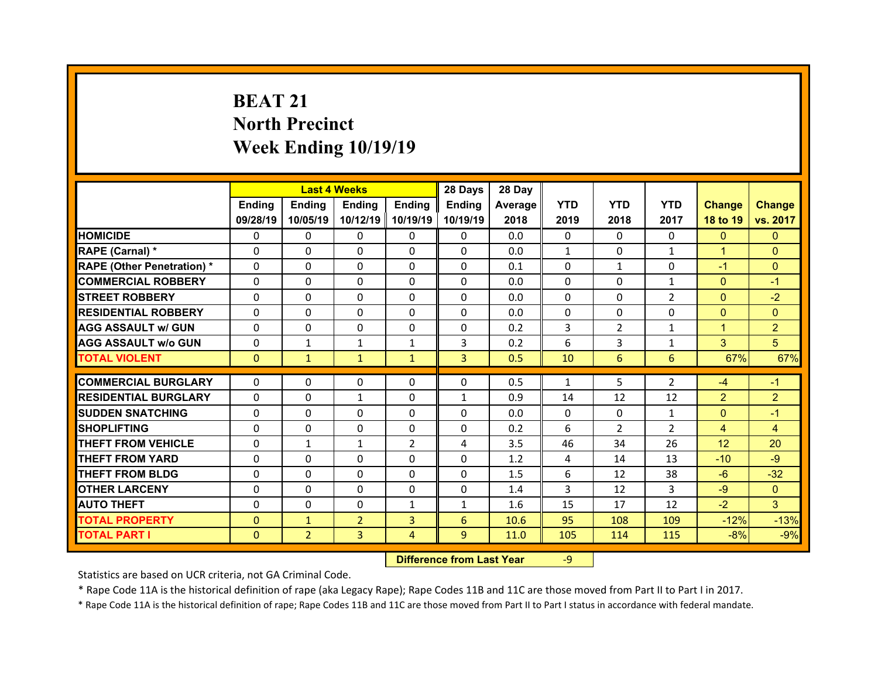# BEAT 21
# North Precinct
# Week Ending 10/19/19

| | Last 4 Weeks | | | | 28 Days | 28 Day | | | | | |
|---|---|---|---|---|---|---|---|---|---|---|---|
| | Ending 09/28/19 | Ending 10/05/19 | Ending 10/12/19 | Ending 10/19/19 | Ending 10/19/19 | Average 2018 | YTD 2019 | YTD 2018 | YTD 2017 | Change 18 to 19 | Change vs. 2017 |
| HOMICIDE | 0 | 0 | 0 | 0 | 0 | 0.0 | 0 | 0 | 0 | 0 | 0 |
| RAPE (Carnal) * | 0 | 0 | 0 | 0 | 0 | 0.0 | 1 | 0 | 1 | 1 | 0 |
| RAPE (Other Penetration) * | 0 | 0 | 0 | 0 | 0 | 0.1 | 0 | 1 | 0 | -1 | 0 |
| COMMERCIAL ROBBERY | 0 | 0 | 0 | 0 | 0 | 0.0 | 0 | 0 | 1 | 0 | -1 |
| STREET ROBBERY | 0 | 0 | 0 | 0 | 0 | 0.0 | 0 | 0 | 2 | 0 | -2 |
| RESIDENTIAL ROBBERY | 0 | 0 | 0 | 0 | 0 | 0.0 | 0 | 0 | 0 | 0 | 0 |
| AGG ASSAULT w/ GUN | 0 | 0 | 0 | 0 | 0 | 0.2 | 3 | 2 | 1 | 1 | 2 |
| AGG ASSAULT w/o GUN | 0 | 1 | 1 | 1 | 3 | 0.2 | 6 | 3 | 1 | 3 | 5 |
| TOTAL VIOLENT | 0 | 1 | 1 | 1 | 3 | 0.5 | 10 | 6 | 6 | 67% | 67% |
| COMMERCIAL BURGLARY | 0 | 0 | 0 | 0 | 0 | 0.5 | 1 | 5 | 2 | -4 | -1 |
| RESIDENTIAL BURGLARY | 0 | 0 | 1 | 0 | 1 | 0.9 | 14 | 12 | 12 | 2 | 2 |
| SUDDEN SNATCHING | 0 | 0 | 0 | 0 | 0 | 0.0 | 0 | 0 | 1 | 0 | -1 |
| SHOPLIFTING | 0 | 0 | 0 | 0 | 0 | 0.2 | 6 | 2 | 2 | 4 | 4 |
| THEFT FROM VEHICLE | 0 | 1 | 1 | 2 | 4 | 3.5 | 46 | 34 | 26 | 12 | 20 |
| THEFT FROM YARD | 0 | 0 | 0 | 0 | 0 | 1.2 | 4 | 14 | 13 | -10 | -9 |
| THEFT FROM BLDG | 0 | 0 | 0 | 0 | 0 | 1.5 | 6 | 12 | 38 | -6 | -32 |
| OTHER LARCENY | 0 | 0 | 0 | 0 | 0 | 1.4 | 3 | 12 | 3 | -9 | 0 |
| AUTO THEFT | 0 | 0 | 0 | 1 | 1 | 1.6 | 15 | 17 | 12 | -2 | 3 |
| TOTAL PROPERTY | 0 | 1 | 2 | 3 | 6 | 10.6 | 95 | 108 | 109 | -12% | -13% |
| TOTAL PART I | 0 | 2 | 3 | 4 | 9 | 11.0 | 105 | 114 | 115 | -8% | -9% |

**Difference from Last Year** -9

Statistics are based on UCR criteria, not GA Criminal Code.

* Rape Code 11A is the historical definition of rape (aka Legacy Rape); Rape Codes 11B and 11C are those moved from Part II to Part I in 2017.

* Rape Code 11A is the historical definition of rape; Rape Codes 11B and 11C are those moved from Part II to Part I status in accordance with federal mandate.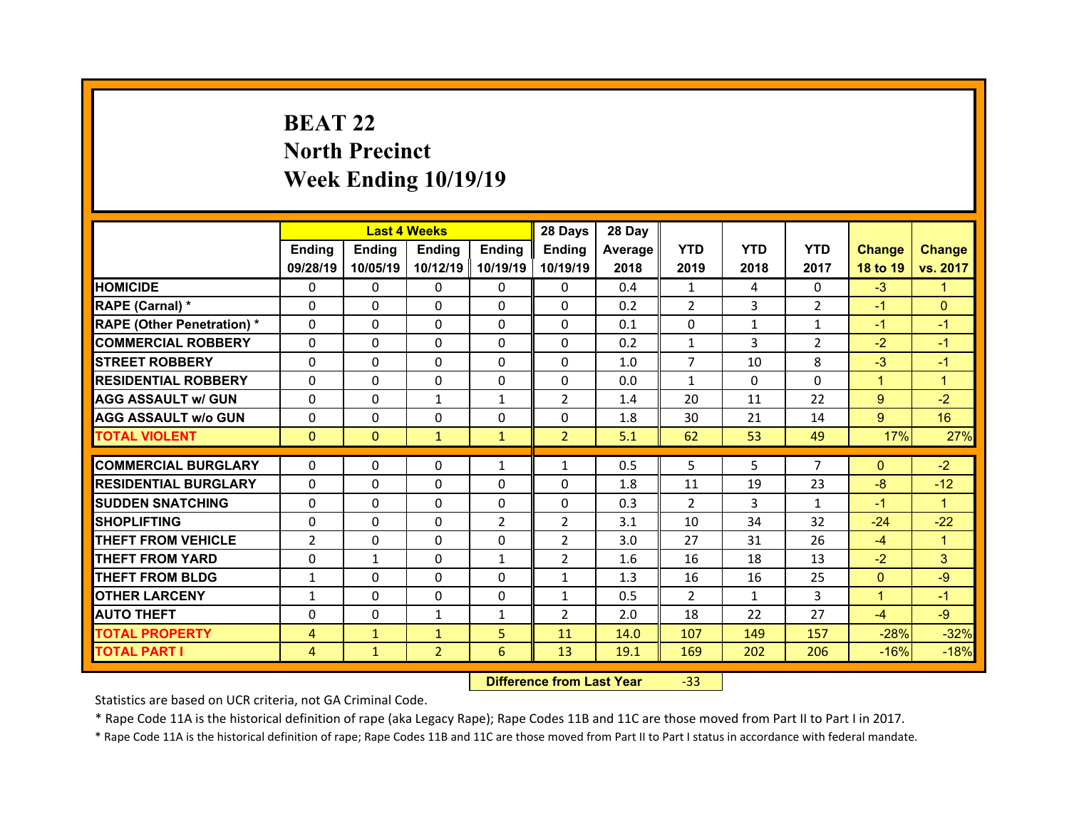# BEAT 22
# North Precinct
# Week Ending 10/19/19

| | Last 4 Weeks | | | | 28 Days | 28 Day | | | | | |
|---|---|---|---|---|---|---|---|---|---|---|---|
| | Ending 09/28/19 | Ending 10/05/19 | Ending 10/12/19 | Ending 10/19/19 | Ending 10/19/19 | Average 2018 | YTD 2019 | YTD 2018 | YTD 2017 | Change 18 to 19 | Change vs. 2017 |
| HOMICIDE | 0 | 0 | 0 | 0 | 0 | 0.4 | 1 | 4 | 0 | -3 | 1 |
| RAPE (Carnal) * | 0 | 0 | 0 | 0 | 0 | 0.2 | 2 | 3 | 2 | -1 | 0 |
| RAPE (Other Penetration) * | 0 | 0 | 0 | 0 | 0 | 0.1 | 0 | 1 | 1 | -1 | -1 |
| COMMERCIAL ROBBERY | 0 | 0 | 0 | 0 | 0 | 0.2 | 1 | 3 | 2 | -2 | -1 |
| STREET ROBBERY | 0 | 0 | 0 | 0 | 0 | 1.0 | 7 | 10 | 8 | -3 | -1 |
| RESIDENTIAL ROBBERY | 0 | 0 | 0 | 0 | 0 | 0.0 | 1 | 0 | 0 | 1 | 1 |
| AGG ASSAULT w/ GUN | 0 | 0 | 1 | 1 | 2 | 1.4 | 20 | 11 | 22 | 9 | -2 |
| AGG ASSAULT w/o GUN | 0 | 0 | 0 | 0 | 0 | 1.8 | 30 | 21 | 14 | 9 | 16 |
| TOTAL VIOLENT | 0 | 0 | 1 | 1 | 2 | 5.1 | 62 | 53 | 49 | 17% | 27% |
| COMMERCIAL BURGLARY | 0 | 0 | 0 | 1 | 1 | 0.5 | 5 | 5 | 7 | 0 | -2 |
| RESIDENTIAL BURGLARY | 0 | 0 | 0 | 0 | 0 | 1.8 | 11 | 19 | 23 | -8 | -12 |
| SUDDEN SNATCHING | 0 | 0 | 0 | 0 | 0 | 0.3 | 2 | 3 | 1 | -1 | 1 |
| SHOPLIFTING | 0 | 0 | 0 | 2 | 2 | 3.1 | 10 | 34 | 32 | -24 | -22 |
| THEFT FROM VEHICLE | 2 | 0 | 0 | 0 | 2 | 3.0 | 27 | 31 | 26 | -4 | 1 |
| THEFT FROM YARD | 0 | 1 | 0 | 1 | 2 | 1.6 | 16 | 18 | 13 | -2 | 3 |
| THEFT FROM BLDG | 1 | 0 | 0 | 0 | 1 | 1.3 | 16 | 16 | 25 | 0 | -9 |
| OTHER LARCENY | 1 | 0 | 0 | 0 | 1 | 0.5 | 2 | 1 | 3 | 1 | -1 |
| AUTO THEFT | 0 | 0 | 1 | 1 | 2 | 2.0 | 18 | 22 | 27 | -4 | -9 |
| TOTAL PROPERTY | 4 | 1 | 1 | 5 | 11 | 14.0 | 107 | 149 | 157 | -28% | -32% |
| TOTAL PART I | 4 | 1 | 2 | 6 | 13 | 19.1 | 169 | 202 | 206 | -16% | -18% |

**Difference from Last Year** -33

Statistics are based on UCR criteria, not GA Criminal Code.

* Rape Code 11A is the historical definition of rape (aka Legacy Rape); Rape Codes 11B and 11C are those moved from Part II to Part I in 2017.

* Rape Code 11A is the historical definition of rape; Rape Codes 11B and 11C are those moved from Part II to Part I status in accordance with federal mandate.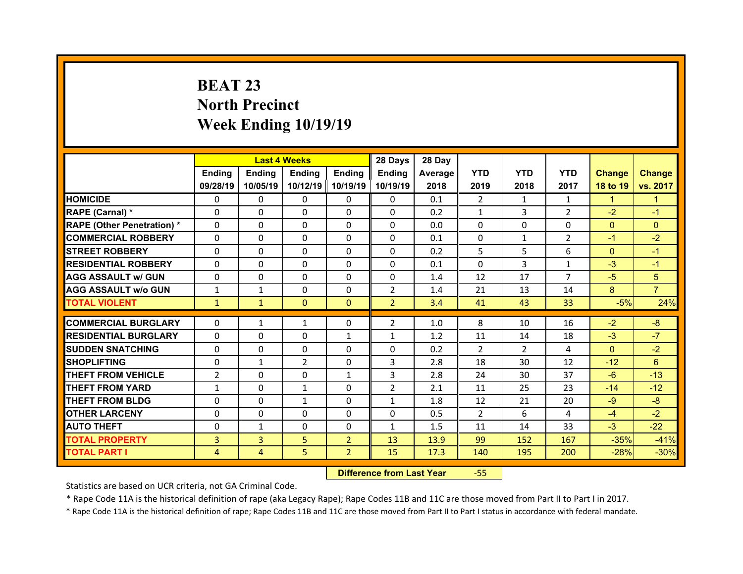# BEAT 23
# North Precinct
# Week Ending 10/19/19

| | Last 4 Weeks | | | | 28 Days | 28 Day | YTD | YTD | YTD | Change | Change |
|---|---|---|---|---|---|---|---|---|---|---|---|
| | Ending 09/28/19 | Ending 10/05/19 | Ending 10/12/19 | Ending 10/19/19 | Ending 10/19/19 | Average 2018 | 2019 | 2018 | 2017 | 18 to 19 | vs. 2017 |
| HOMICIDE | 0 | 0 | 0 | 0 | 0 | 0.1 | 2 | 1 | 1 | 1 | 1 |
| RAPE (Carnal) * | 0 | 0 | 0 | 0 | 0 | 0.2 | 1 | 3 | 2 | -2 | -1 |
| RAPE (Other Penetration) * | 0 | 0 | 0 | 0 | 0 | 0.0 | 0 | 0 | 0 | 0 | 0 |
| COMMERCIAL ROBBERY | 0 | 0 | 0 | 0 | 0 | 0.1 | 0 | 1 | 2 | -1 | -2 |
| STREET ROBBERY | 0 | 0 | 0 | 0 | 0 | 0.2 | 5 | 5 | 6 | 0 | -1 |
| RESIDENTIAL ROBBERY | 0 | 0 | 0 | 0 | 0 | 0.1 | 0 | 3 | 1 | -3 | -1 |
| AGG ASSAULT w/ GUN | 0 | 0 | 0 | 0 | 0 | 1.4 | 12 | 17 | 7 | -5 | 5 |
| AGG ASSAULT w/o GUN | 1 | 1 | 0 | 0 | 2 | 1.4 | 21 | 13 | 14 | 8 | 7 |
| TOTAL VIOLENT | 1 | 1 | 0 | 0 | 2 | 3.4 | 41 | 43 | 33 | -5% | 24% |
| COMMERCIAL BURGLARY | 0 | 1 | 1 | 0 | 2 | 1.0 | 8 | 10 | 16 | -2 | -8 |
| RESIDENTIAL BURGLARY | 0 | 0 | 0 | 1 | 1 | 1.2 | 11 | 14 | 18 | -3 | -7 |
| SUDDEN SNATCHING | 0 | 0 | 0 | 0 | 0 | 0.2 | 2 | 2 | 4 | 0 | -2 |
| SHOPLIFTING | 0 | 1 | 2 | 0 | 3 | 2.8 | 18 | 30 | 12 | -12 | 6 |
| THEFT FROM VEHICLE | 2 | 0 | 0 | 1 | 3 | 2.8 | 24 | 30 | 37 | -6 | -13 |
| THEFT FROM YARD | 1 | 0 | 1 | 0 | 2 | 2.1 | 11 | 25 | 23 | -14 | -12 |
| THEFT FROM BLDG | 0 | 0 | 1 | 0 | 1 | 1.8 | 12 | 21 | 20 | -9 | -8 |
| OTHER LARCENY | 0 | 0 | 0 | 0 | 0 | 0.5 | 2 | 6 | 4 | -4 | -2 |
| AUTO THEFT | 0 | 1 | 0 | 0 | 1 | 1.5 | 11 | 14 | 33 | -3 | -22 |
| TOTAL PROPERTY | 3 | 3 | 5 | 2 | 13 | 13.9 | 99 | 152 | 167 | -35% | -41% |
| TOTAL PART I | 4 | 4 | 5 | 2 | 15 | 17.3 | 140 | 195 | 200 | -28% | -30% |

| Difference from Last Year | -55 |
|---|---|

Statistics are based on UCR criteria, not GA Criminal Code.

* Rape Code 11A is the historical definition of rape (aka Legacy Rape); Rape Codes 11B and 11C are those moved from Part II to Part I in 2017.

* Rape Code 11A is the historical definition of rape; Rape Codes 11B and 11C are those moved from Part II to Part I status in accordance with federal mandate.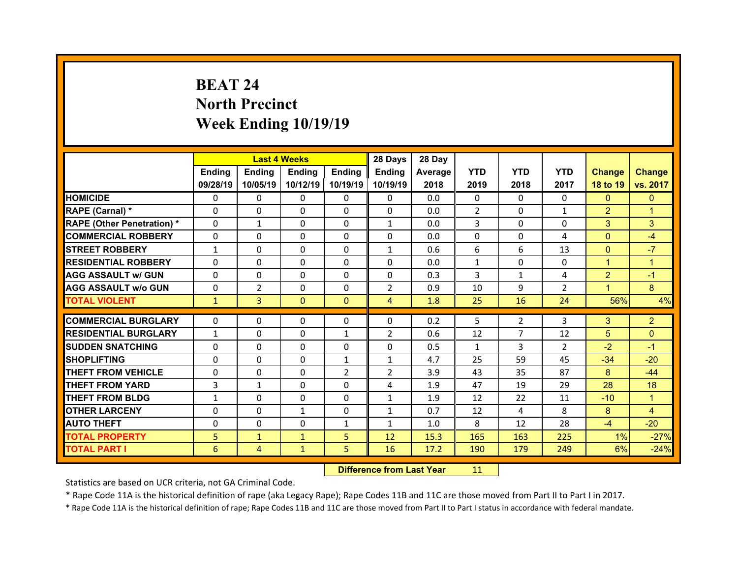# BEAT 24
## North Precinct
## Week Ending 10/19/19

| | Last 4 Weeks | | | | 28 Days | 28 Day | YTD | YTD | YTD | Change | Change |
|---|---|---|---|---|---|---|---|---|---|---|---|
| | Ending 09/28/19 | Ending 10/05/19 | Ending 10/12/19 | Ending 10/19/19 | Ending 10/19/19 | Average 2018 | 2019 | 2018 | 2017 | 18 to 19 | vs. 2017 |
| HOMICIDE | 0 | 0 | 0 | 0 | 0 | 0.0 | 0 | 0 | 0 | 0 | 0 |
| RAPE (Carnal) * | 0 | 0 | 0 | 0 | 0 | 0.0 | 2 | 0 | 1 | 2 | 1 |
| RAPE (Other Penetration) * | 0 | 1 | 0 | 0 | 1 | 0.0 | 3 | 0 | 0 | 3 | 3 |
| COMMERCIAL ROBBERY | 0 | 0 | 0 | 0 | 0 | 0.0 | 0 | 0 | 4 | 0 | -4 |
| STREET ROBBERY | 1 | 0 | 0 | 0 | 1 | 0.6 | 6 | 6 | 13 | 0 | -7 |
| RESIDENTIAL ROBBERY | 0 | 0 | 0 | 0 | 0 | 0.0 | 1 | 0 | 0 | 1 | 1 |
| AGG ASSAULT w/ GUN | 0 | 0 | 0 | 0 | 0 | 0.3 | 3 | 1 | 4 | 2 | -1 |
| AGG ASSAULT w/o GUN | 0 | 2 | 0 | 0 | 2 | 0.9 | 10 | 9 | 2 | 1 | 8 |
| TOTAL VIOLENT | 1 | 3 | 0 | 0 | 4 | 1.8 | 25 | 16 | 24 | 56% | 4% |
| COMMERCIAL BURGLARY | 0 | 0 | 0 | 0 | 0 | 0.2 | 5 | 2 | 3 | 3 | 2 |
| RESIDENTIAL BURGLARY | 1 | 0 | 0 | 1 | 2 | 0.6 | 12 | 7 | 12 | 5 | 0 |
| SUDDEN SNATCHING | 0 | 0 | 0 | 0 | 0 | 0.5 | 1 | 3 | 2 | -2 | -1 |
| SHOPLIFTING | 0 | 0 | 0 | 1 | 1 | 4.7 | 25 | 59 | 45 | -34 | -20 |
| THEFT FROM VEHICLE | 0 | 0 | 0 | 2 | 2 | 3.9 | 43 | 35 | 87 | 8 | -44 |
| THEFT FROM YARD | 3 | 1 | 0 | 0 | 4 | 1.9 | 47 | 19 | 29 | 28 | 18 |
| THEFT FROM BLDG | 1 | 0 | 0 | 0 | 1 | 1.9 | 12 | 22 | 11 | -10 | 1 |
| OTHER LARCENY | 0 | 0 | 1 | 0 | 1 | 0.7 | 12 | 4 | 8 | 8 | 4 |
| AUTO THEFT | 0 | 0 | 0 | 1 | 1 | 1.0 | 8 | 12 | 28 | -4 | -20 |
| TOTAL PROPERTY | 5 | 1 | 1 | 5 | 12 | 15.3 | 165 | 163 | 225 | 1% | -27% |
| TOTAL PART I | 6 | 4 | 1 | 5 | 16 | 17.2 | 190 | 179 | 249 | 6% | -24% |

**Difference from Last Year** 11

Statistics are based on UCR criteria, not GA Criminal Code.

* Rape Code 11A is the historical definition of rape (aka Legacy Rape); Rape Codes 11B and 11C are those moved from Part II to Part I in 2017.

* Rape Code 11A is the historical definition of rape; Rape Codes 11B and 11C are those moved from Part II to Part I status in accordance with federal mandate.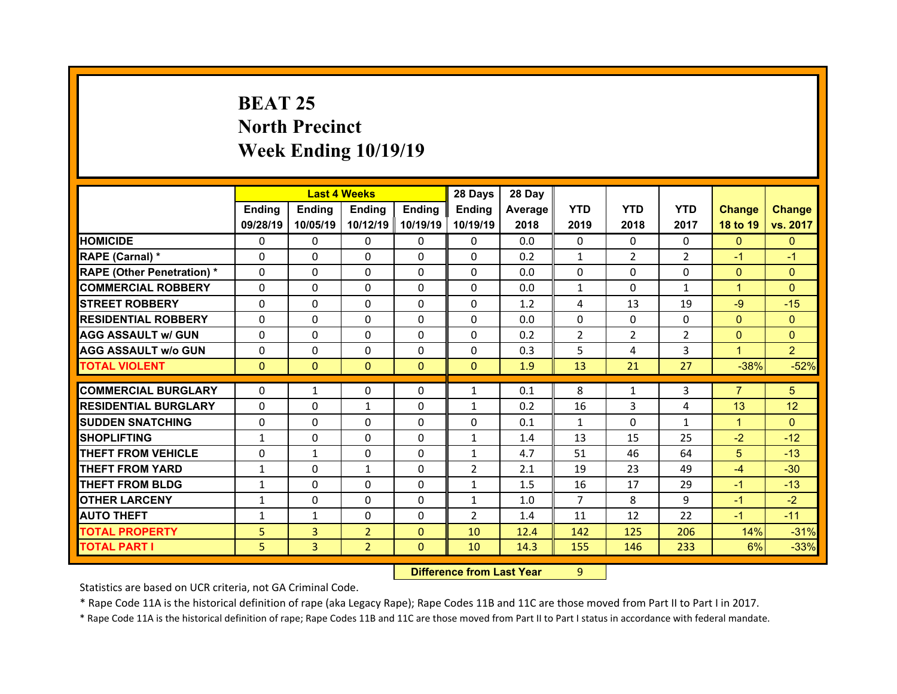# BEAT 25
# North Precinct
# Week Ending 10/19/19

| | Last 4 Weeks | | | | 28 Days | 28 Day | | | | | |
|---|---|---|---|---|---|---|---|---|---|---|---|
| | Ending 09/28/19 | Ending 10/05/19 | Ending 10/12/19 | Ending 10/19/19 | Ending 10/19/19 | Average 2018 | YTD 2019 | YTD 2018 | YTD 2017 | Change 18 to 19 | Change vs. 2017 |
| HOMICIDE | 0 | 0 | 0 | 0 | 0 | 0.0 | 0 | 0 | 0 | 0 | 0 |
| RAPE (Carnal) * | 0 | 0 | 0 | 0 | 0 | 0.2 | 1 | 2 | 2 | -1 | -1 |
| RAPE (Other Penetration) * | 0 | 0 | 0 | 0 | 0 | 0.0 | 0 | 0 | 0 | 0 | 0 |
| COMMERCIAL ROBBERY | 0 | 0 | 0 | 0 | 0 | 0.0 | 1 | 0 | 1 | 1 | 0 |
| STREET ROBBERY | 0 | 0 | 0 | 0 | 0 | 1.2 | 4 | 13 | 19 | -9 | -15 |
| RESIDENTIAL ROBBERY | 0 | 0 | 0 | 0 | 0 | 0.0 | 0 | 0 | 0 | 0 | 0 |
| AGG ASSAULT w/ GUN | 0 | 0 | 0 | 0 | 0 | 0.2 | 2 | 2 | 2 | 0 | 0 |
| AGG ASSAULT w/o GUN | 0 | 0 | 0 | 0 | 0 | 0.3 | 5 | 4 | 3 | 1 | 2 |
| TOTAL VIOLENT | 0 | 0 | 0 | 0 | 0 | 1.9 | 13 | 21 | 27 | -38% | -52% |
| COMMERCIAL BURGLARY | 0 | 1 | 0 | 0 | 1 | 0.1 | 8 | 1 | 3 | 7 | 5 |
| RESIDENTIAL BURGLARY | 0 | 0 | 1 | 0 | 1 | 0.2 | 16 | 3 | 4 | 13 | 12 |
| SUDDEN SNATCHING | 0 | 0 | 0 | 0 | 0 | 0.1 | 1 | 0 | 1 | 1 | 0 |
| SHOPLIFTING | 1 | 0 | 0 | 0 | 1 | 1.4 | 13 | 15 | 25 | -2 | -12 |
| THEFT FROM VEHICLE | 0 | 1 | 0 | 0 | 1 | 4.7 | 51 | 46 | 64 | 5 | -13 |
| THEFT FROM YARD | 1 | 0 | 1 | 0 | 2 | 2.1 | 19 | 23 | 49 | -4 | -30 |
| THEFT FROM BLDG | 1 | 0 | 0 | 0 | 1 | 1.5 | 16 | 17 | 29 | -1 | -13 |
| OTHER LARCENY | 1 | 0 | 0 | 0 | 1 | 1.0 | 7 | 8 | 9 | -1 | -2 |
| AUTO THEFT | 1 | 1 | 0 | 0 | 2 | 1.4 | 11 | 12 | 22 | -1 | -11 |
| TOTAL PROPERTY | 5 | 3 | 2 | 0 | 10 | 12.4 | 142 | 125 | 206 | 14% | -31% |
| TOTAL PART I | 5 | 3 | 2 | 0 | 10 | 14.3 | 155 | 146 | 233 | 6% | -33% |

**Difference from Last Year** 9

Statistics are based on UCR criteria, not GA Criminal Code.

* Rape Code 11A is the historical definition of rape (aka Legacy Rape); Rape Codes 11B and 11C are those moved from Part II to Part I in 2017.

* Rape Code 11A is the historical definition of rape; Rape Codes 11B and 11C are those moved from Part II to Part I status in accordance with federal mandate.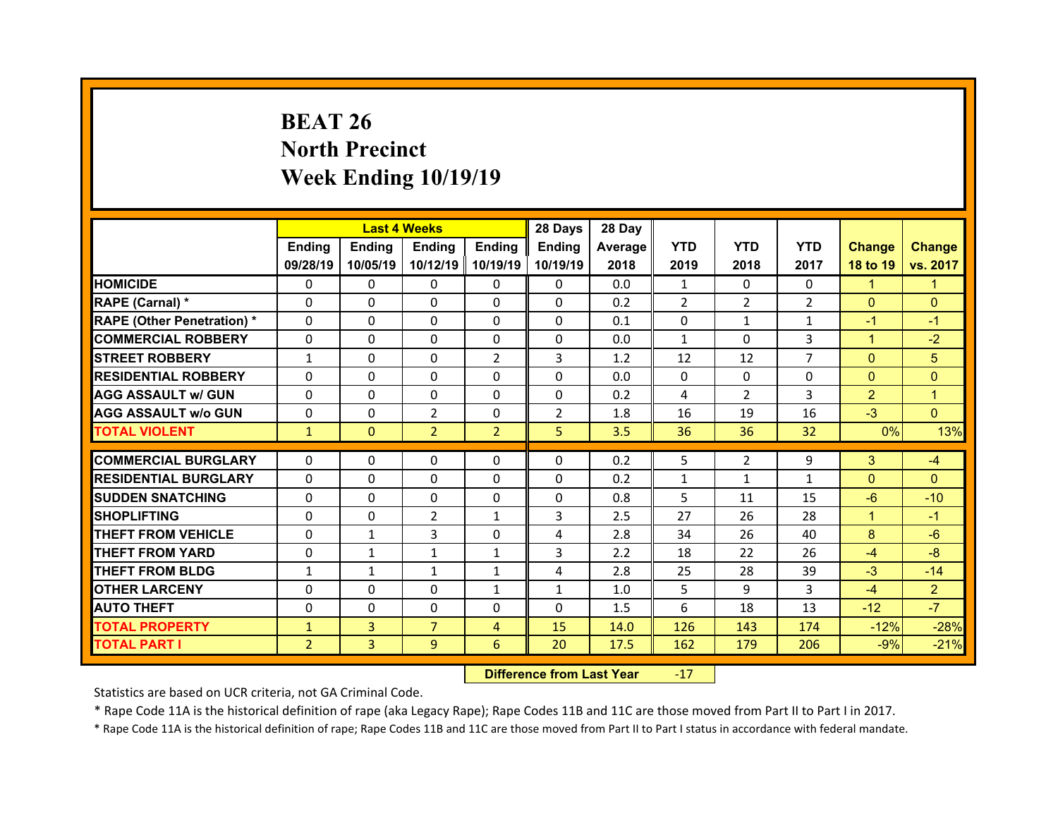# BEAT 26
## North Precinct
## Week Ending 10/19/19

| | Last 4 Weeks | | | | 28 Days | 28 Day | | | | | |
|---|---|---|---|---|---|---|---|---|---|---|---|
| | Ending 09/28/19 | Ending 10/05/19 | Ending 10/12/19 | Ending 10/19/19 | Ending 10/19/19 | Average 2018 | YTD 2019 | YTD 2018 | YTD 2017 | Change 18 to 19 | Change vs. 2017 |
| HOMICIDE | 0 | 0 | 0 | 0 | 0 | 0.0 | 1 | 0 | 0 | 1 | 1 |
| RAPE (Carnal) * | 0 | 0 | 0 | 0 | 0 | 0.2 | 2 | 2 | 2 | 0 | 0 |
| RAPE (Other Penetration) * | 0 | 0 | 0 | 0 | 0 | 0.1 | 0 | 1 | 1 | -1 | -1 |
| COMMERCIAL ROBBERY | 0 | 0 | 0 | 0 | 0 | 0.0 | 1 | 0 | 3 | 1 | -2 |
| STREET ROBBERY | 1 | 0 | 0 | 2 | 3 | 1.2 | 12 | 12 | 7 | 0 | 5 |
| RESIDENTIAL ROBBERY | 0 | 0 | 0 | 0 | 0 | 0.0 | 0 | 0 | 0 | 0 | 0 |
| AGG ASSAULT w/ GUN | 0 | 0 | 0 | 0 | 0 | 0.2 | 4 | 2 | 3 | 2 | 1 |
| AGG ASSAULT w/o GUN | 0 | 0 | 2 | 0 | 2 | 1.8 | 16 | 19 | 16 | -3 | 0 |
| TOTAL VIOLENT | 1 | 0 | 2 | 2 | 5 | 3.5 | 36 | 36 | 32 | 0% | 13% |
| COMMERCIAL BURGLARY | 0 | 0 | 0 | 0 | 0 | 0.2 | 5 | 2 | 9 | 3 | -4 |
| RESIDENTIAL BURGLARY | 0 | 0 | 0 | 0 | 0 | 0.2 | 1 | 1 | 1 | 0 | 0 |
| SUDDEN SNATCHING | 0 | 0 | 0 | 0 | 0 | 0.8 | 5 | 11 | 15 | -6 | -10 |
| SHOPLIFTING | 0 | 0 | 2 | 1 | 3 | 2.5 | 27 | 26 | 28 | 1 | -1 |
| THEFT FROM VEHICLE | 0 | 1 | 3 | 0 | 4 | 2.8 | 34 | 26 | 40 | 8 | -6 |
| THEFT FROM YARD | 0 | 1 | 1 | 1 | 3 | 2.2 | 18 | 22 | 26 | -4 | -8 |
| THEFT FROM BLDG | 1 | 1 | 1 | 1 | 4 | 2.8 | 25 | 28 | 39 | -3 | -14 |
| OTHER LARCENY | 0 | 0 | 0 | 1 | 1 | 1.0 | 5 | 9 | 3 | -4 | 2 |
| AUTO THEFT | 0 | 0 | 0 | 0 | 0 | 1.5 | 6 | 18 | 13 | -12 | -7 |
| TOTAL PROPERTY | 1 | 3 | 7 | 4 | 15 | 14.0 | 126 | 143 | 174 | -12% | -28% |
| TOTAL PART I | 2 | 3 | 9 | 6 | 20 | 17.5 | 162 | 179 | 206 | -9% | -21% |

**Difference from Last Year** -17

Statistics are based on UCR criteria, not GA Criminal Code.

* Rape Code 11A is the historical definition of rape (aka Legacy Rape); Rape Codes 11B and 11C are those moved from Part II to Part I in 2017.

* Rape Code 11A is the historical definition of rape; Rape Codes 11B and 11C are those moved from Part II to Part I status in accordance with federal mandate.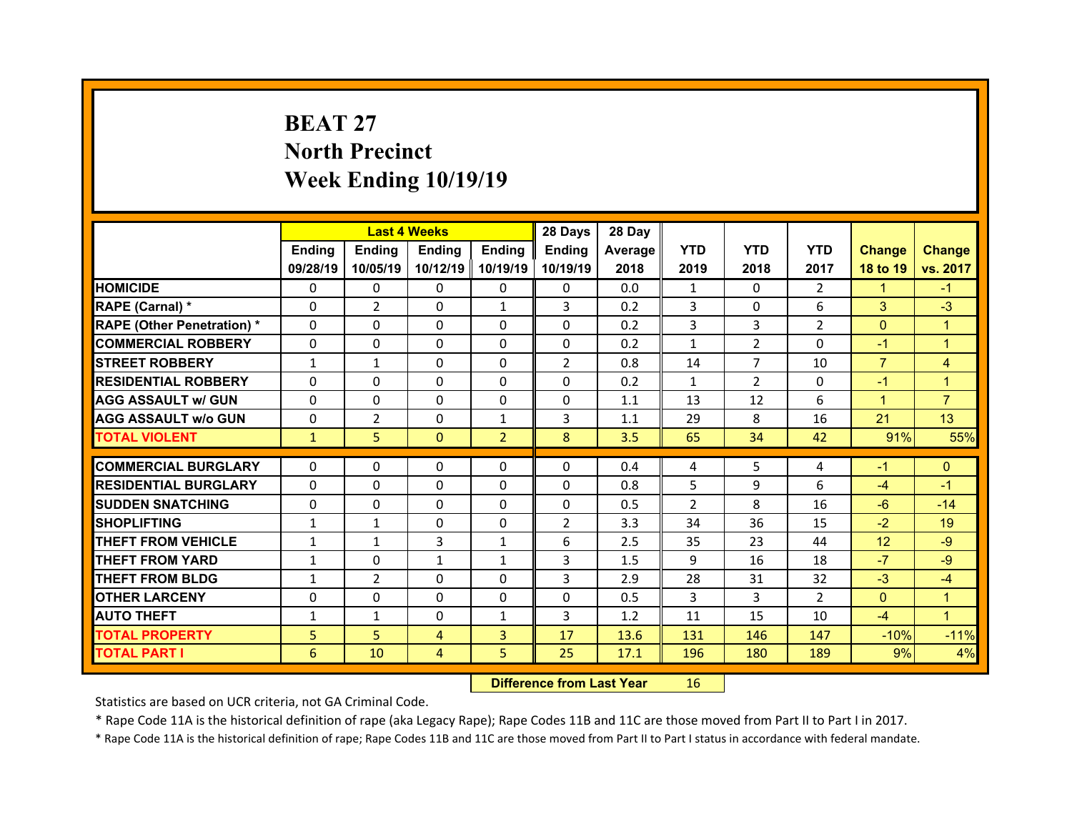# BEAT 27
## North Precinct
## Week Ending 10/19/19

| | Last 4 Weeks | | | | 28 Days | 28 Day | | | | | |
|---|---|---|---|---|---|---|---|---|---|---|---|
| | Ending 09/28/19 | Ending 10/05/19 | Ending 10/12/19 | Ending 10/19/19 | Ending 10/19/19 | Average 2018 | YTD 2019 | YTD 2018 | YTD 2017 | Change 18 to 19 | Change vs. 2017 |
| HOMICIDE | 0 | 0 | 0 | 0 | 0 | 0.0 | 1 | 0 | 2 | 1 | -1 |
| RAPE (Carnal) * | 0 | 2 | 0 | 1 | 3 | 0.2 | 3 | 0 | 6 | 3 | -3 |
| RAPE (Other Penetration) * | 0 | 0 | 0 | 0 | 0 | 0.2 | 3 | 3 | 2 | 0 | 1 |
| COMMERCIAL ROBBERY | 0 | 0 | 0 | 0 | 0 | 0.2 | 1 | 2 | 0 | -1 | 1 |
| STREET ROBBERY | 1 | 1 | 0 | 0 | 2 | 0.8 | 14 | 7 | 10 | 7 | 4 |
| RESIDENTIAL ROBBERY | 0 | 0 | 0 | 0 | 0 | 0.2 | 1 | 2 | 0 | -1 | 1 |
| AGG ASSAULT w/ GUN | 0 | 0 | 0 | 0 | 0 | 1.1 | 13 | 12 | 6 | 1 | 7 |
| AGG ASSAULT w/o GUN | 0 | 2 | 0 | 1 | 3 | 1.1 | 29 | 8 | 16 | 21 | 13 |
| TOTAL VIOLENT | 1 | 5 | 0 | 2 | 8 | 3.5 | 65 | 34 | 42 | 91% | 55% |
| COMMERCIAL BURGLARY | 0 | 0 | 0 | 0 | 0 | 0.4 | 4 | 5 | 4 | -1 | 0 |
| RESIDENTIAL BURGLARY | 0 | 0 | 0 | 0 | 0 | 0.8 | 5 | 9 | 6 | -4 | -1 |
| SUDDEN SNATCHING | 0 | 0 | 0 | 0 | 0 | 0.5 | 2 | 8 | 16 | -6 | -14 |
| SHOPLIFTING | 1 | 1 | 0 | 0 | 2 | 3.3 | 34 | 36 | 15 | -2 | 19 |
| THEFT FROM VEHICLE | 1 | 1 | 3 | 1 | 6 | 2.5 | 35 | 23 | 44 | 12 | -9 |
| THEFT FROM YARD | 1 | 0 | 1 | 1 | 3 | 1.5 | 9 | 16 | 18 | -7 | -9 |
| THEFT FROM BLDG | 1 | 2 | 0 | 0 | 3 | 2.9 | 28 | 31 | 32 | -3 | -4 |
| OTHER LARCENY | 0 | 0 | 0 | 0 | 0 | 0.5 | 3 | 3 | 2 | 0 | 1 |
| AUTO THEFT | 1 | 1 | 0 | 1 | 3 | 1.2 | 11 | 15 | 10 | -4 | 1 |
| TOTAL PROPERTY | 5 | 5 | 4 | 3 | 17 | 13.6 | 131 | 146 | 147 | -10% | -11% |
| TOTAL PART I | 6 | 10 | 4 | 5 | 25 | 17.1 | 196 | 180 | 189 | 9% | 4% |

**Difference from Last Year** 16

Statistics are based on UCR criteria, not GA Criminal Code.

* Rape Code 11A is the historical definition of rape (aka Legacy Rape); Rape Codes 11B and 11C are those moved from Part II to Part I in 2017.

* Rape Code 11A is the historical definition of rape; Rape Codes 11B and 11C are those moved from Part II to Part I status in accordance with federal mandate.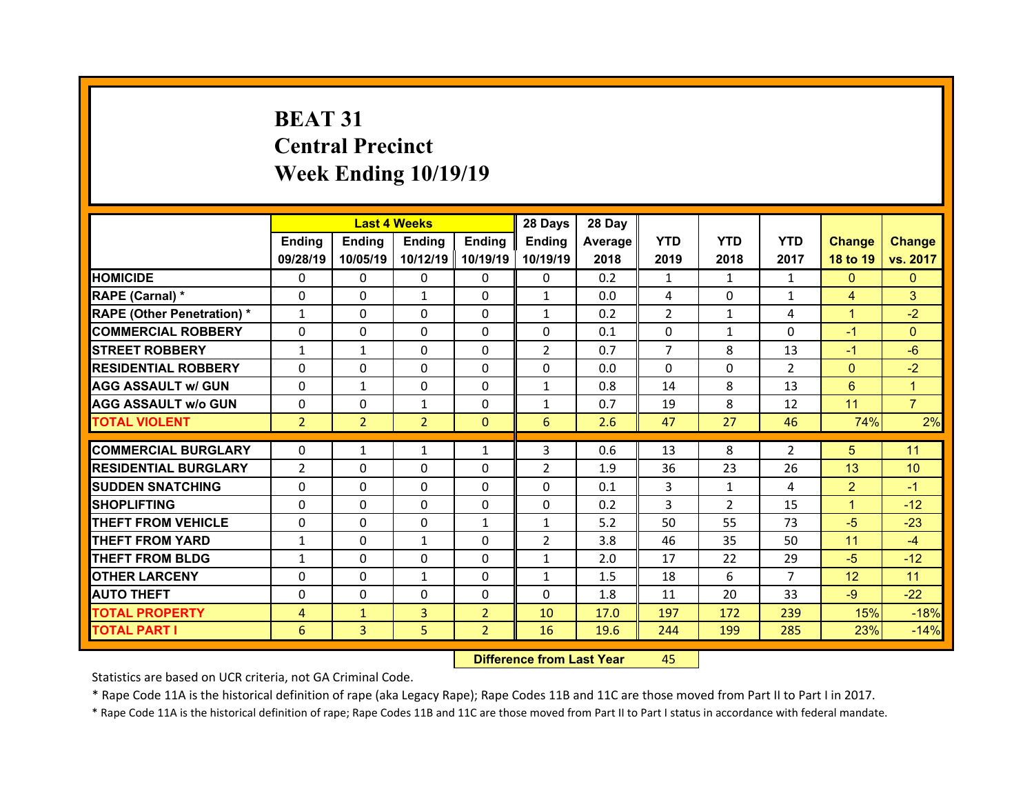# BEAT 31
## Central Precinct
## Week Ending 10/19/19

| | Last 4 Weeks | | | | 28 Days | 28 Day | | | | | |
|---|---|---|---|---|---|---|---|---|---|---|---|
| | Ending 09/28/19 | Ending 10/05/19 | Ending 10/12/19 | Ending 10/19/19 | Ending 10/19/19 | Average 2018 | YTD 2019 | YTD 2018 | YTD 2017 | Change 18 to 19 | Change vs. 2017 |
| HOMICIDE | 0 | 0 | 0 | 0 | 0 | 0.2 | 1 | 1 | 1 | 0 | 0 |
| RAPE (Carnal) * | 0 | 0 | 1 | 0 | 1 | 0.0 | 4 | 0 | 1 | 4 | 3 |
| RAPE (Other Penetration) * | 1 | 0 | 0 | 0 | 1 | 0.2 | 2 | 1 | 4 | 1 | -2 |
| COMMERCIAL ROBBERY | 0 | 0 | 0 | 0 | 0 | 0.1 | 0 | 1 | 0 | -1 | 0 |
| STREET ROBBERY | 1 | 1 | 0 | 0 | 2 | 0.7 | 7 | 8 | 13 | -1 | -6 |
| RESIDENTIAL ROBBERY | 0 | 0 | 0 | 0 | 0 | 0.0 | 0 | 0 | 2 | 0 | -2 |
| AGG ASSAULT w/ GUN | 0 | 1 | 0 | 0 | 1 | 0.8 | 14 | 8 | 13 | 6 | 1 |
| AGG ASSAULT w/o GUN | 0 | 0 | 1 | 0 | 1 | 0.7 | 19 | 8 | 12 | 11 | 7 |
| TOTAL VIOLENT | 2 | 2 | 2 | 0 | 6 | 2.6 | 47 | 27 | 46 | 74% | 2% |
| COMMERCIAL BURGLARY | 0 | 1 | 1 | 1 | 3 | 0.6 | 13 | 8 | 2 | 5 | 11 |
| RESIDENTIAL BURGLARY | 2 | 0 | 0 | 0 | 2 | 1.9 | 36 | 23 | 26 | 13 | 10 |
| SUDDEN SNATCHING | 0 | 0 | 0 | 0 | 0 | 0.1 | 3 | 1 | 4 | 2 | -1 |
| SHOPLIFTING | 0 | 0 | 0 | 0 | 0 | 0.2 | 3 | 2 | 15 | 1 | -12 |
| THEFT FROM VEHICLE | 0 | 0 | 0 | 1 | 1 | 5.2 | 50 | 55 | 73 | -5 | -23 |
| THEFT FROM YARD | 1 | 0 | 1 | 0 | 2 | 3.8 | 46 | 35 | 50 | 11 | -4 |
| THEFT FROM BLDG | 1 | 0 | 0 | 0 | 1 | 2.0 | 17 | 22 | 29 | -5 | -12 |
| OTHER LARCENY | 0 | 0 | 1 | 0 | 1 | 1.5 | 18 | 6 | 7 | 12 | 11 |
| AUTO THEFT | 0 | 0 | 0 | 0 | 0 | 1.8 | 11 | 20 | 33 | -9 | -22 |
| TOTAL PROPERTY | 4 | 1 | 3 | 2 | 10 | 17.0 | 197 | 172 | 239 | 15% | -18% |
| TOTAL PART I | 6 | 3 | 5 | 2 | 16 | 19.6 | 244 | 199 | 285 | 23% | -14% |

**Difference from Last Year** 45

Statistics are based on UCR criteria, not GA Criminal Code.

* Rape Code 11A is the historical definition of rape (aka Legacy Rape); Rape Codes 11B and 11C are those moved from Part II to Part I in 2017.

* Rape Code 11A is the historical definition of rape; Rape Codes 11B and 11C are those moved from Part II to Part I status in accordance with federal mandate.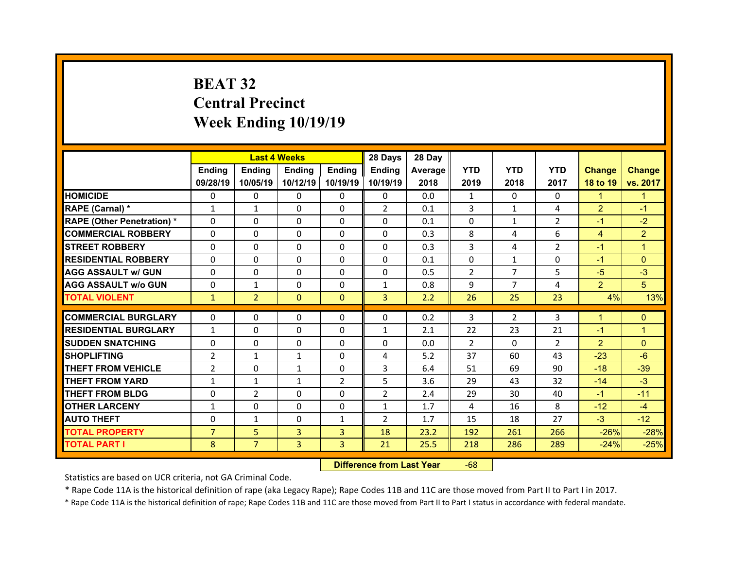# BEAT 32
## Central Precinct
## Week Ending 10/19/19

| | Last 4 Weeks | | | | 28 Days | 28 Day | | | | | |
|---|---|---|---|---|---|---|---|---|---|---|---|
| | Ending 09/28/19 | Ending 10/05/19 | Ending 10/12/19 | Ending 10/19/19 | Ending 10/19/19 | Average 2018 | YTD 2019 | YTD 2018 | YTD 2017 | Change 18 to 19 | Change vs. 2017 |
| HOMICIDE | 0 | 0 | 0 | 0 | 0 | 0.0 | 1 | 0 | 0 | 1 | 1 |
| RAPE (Carnal) * | 1 | 1 | 0 | 0 | 2 | 0.1 | 3 | 1 | 4 | 2 | -1 |
| RAPE (Other Penetration) * | 0 | 0 | 0 | 0 | 0 | 0.1 | 0 | 1 | 2 | -1 | -2 |
| COMMERCIAL ROBBERY | 0 | 0 | 0 | 0 | 0 | 0.3 | 8 | 4 | 6 | 4 | 2 |
| STREET ROBBERY | 0 | 0 | 0 | 0 | 0 | 0.3 | 3 | 4 | 2 | -1 | 1 |
| RESIDENTIAL ROBBERY | 0 | 0 | 0 | 0 | 0 | 0.1 | 0 | 1 | 0 | -1 | 0 |
| AGG ASSAULT w/ GUN | 0 | 0 | 0 | 0 | 0 | 0.5 | 2 | 7 | 5 | -5 | -3 |
| AGG ASSAULT w/o GUN | 0 | 1 | 0 | 0 | 1 | 0.8 | 9 | 7 | 4 | 2 | 5 |
| TOTAL VIOLENT | 1 | 2 | 0 | 0 | 3 | 2.2 | 26 | 25 | 23 | 4% | 13% |
| COMMERCIAL BURGLARY | 0 | 0 | 0 | 0 | 0 | 0.2 | 3 | 2 | 3 | 1 | 0 |
| RESIDENTIAL BURGLARY | 1 | 0 | 0 | 0 | 1 | 2.1 | 22 | 23 | 21 | -1 | 1 |
| SUDDEN SNATCHING | 0 | 0 | 0 | 0 | 0 | 0.0 | 2 | 0 | 2 | 2 | 0 |
| SHOPLIFTING | 2 | 1 | 1 | 0 | 4 | 5.2 | 37 | 60 | 43 | -23 | -6 |
| THEFT FROM VEHICLE | 2 | 0 | 1 | 0 | 3 | 6.4 | 51 | 69 | 90 | -18 | -39 |
| THEFT FROM YARD | 1 | 1 | 1 | 2 | 5 | 3.6 | 29 | 43 | 32 | -14 | -3 |
| THEFT FROM BLDG | 0 | 2 | 0 | 0 | 2 | 2.4 | 29 | 30 | 40 | -1 | -11 |
| OTHER LARCENY | 1 | 0 | 0 | 0 | 1 | 1.7 | 4 | 16 | 8 | -12 | -4 |
| AUTO THEFT | 0 | 1 | 0 | 1 | 2 | 1.7 | 15 | 18 | 27 | -3 | -12 |
| TOTAL PROPERTY | 7 | 5 | 3 | 3 | 18 | 23.2 | 192 | 261 | 266 | -26% | -28% |
| TOTAL PART I | 8 | 7 | 3 | 3 | 21 | 25.5 | 218 | 286 | 289 | -24% | -25% |

**Difference from Last Year** -68

Statistics are based on UCR criteria, not GA Criminal Code.

* Rape Code 11A is the historical definition of rape (aka Legacy Rape); Rape Codes 11B and 11C are those moved from Part II to Part I in 2017.

* Rape Code 11A is the historical definition of rape; Rape Codes 11B and 11C are those moved from Part II to Part I status in accordance with federal mandate.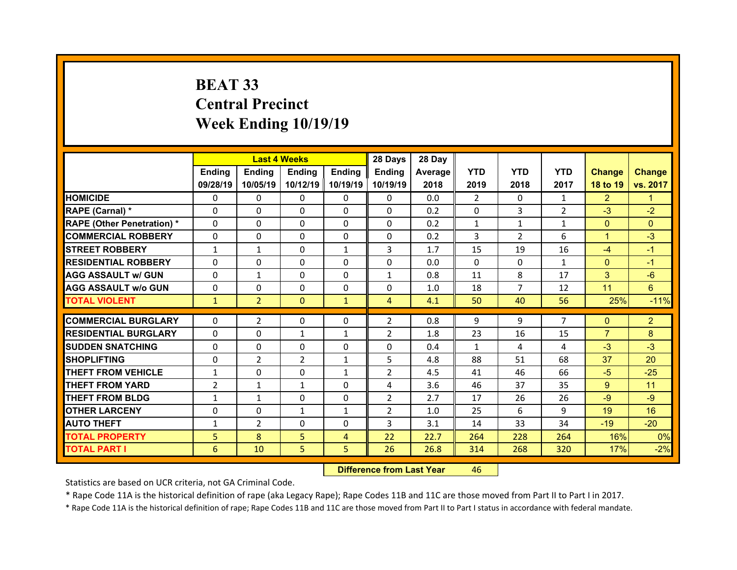# BEAT 33
## Central Precinct
## Week Ending 10/19/19

| | Last 4 Weeks | | | | 28 Days | 28 Day | | | | | |
|---|---|---|---|---|---|---|---|---|---|---|---|
| | Ending 09/28/19 | Ending 10/05/19 | Ending 10/12/19 | Ending 10/19/19 | Ending 10/19/19 | Average 2018 | YTD 2019 | YTD 2018 | YTD 2017 | Change 18 to 19 | Change vs. 2017 |
| HOMICIDE | 0 | 0 | 0 | 0 | 0 | 0.0 | 2 | 0 | 1 | 2 | 1 |
| RAPE (Carnal) * | 0 | 0 | 0 | 0 | 0 | 0.2 | 0 | 3 | 2 | -3 | -2 |
| RAPE (Other Penetration) * | 0 | 0 | 0 | 0 | 0 | 0.2 | 1 | 1 | 1 | 0 | 0 |
| COMMERCIAL ROBBERY | 0 | 0 | 0 | 0 | 0 | 0.2 | 3 | 2 | 6 | 1 | -3 |
| STREET ROBBERY | 1 | 1 | 0 | 1 | 3 | 1.7 | 15 | 19 | 16 | -4 | -1 |
| RESIDENTIAL ROBBERY | 0 | 0 | 0 | 0 | 0 | 0.0 | 0 | 0 | 1 | 0 | -1 |
| AGG ASSAULT w/ GUN | 0 | 1 | 0 | 0 | 1 | 0.8 | 11 | 8 | 17 | 3 | -6 |
| AGG ASSAULT w/o GUN | 0 | 0 | 0 | 0 | 0 | 1.0 | 18 | 7 | 12 | 11 | 6 |
| TOTAL VIOLENT | 1 | 2 | 0 | 1 | 4 | 4.1 | 50 | 40 | 56 | 25% | -11% |
| COMMERCIAL BURGLARY | 0 | 2 | 0 | 0 | 2 | 0.8 | 9 | 9 | 7 | 0 | 2 |
| RESIDENTIAL BURGLARY | 0 | 0 | 1 | 1 | 2 | 1.8 | 23 | 16 | 15 | 7 | 8 |
| SUDDEN SNATCHING | 0 | 0 | 0 | 0 | 0 | 0.4 | 1 | 4 | 4 | -3 | -3 |
| SHOPLIFTING | 0 | 2 | 2 | 1 | 5 | 4.8 | 88 | 51 | 68 | 37 | 20 |
| THEFT FROM VEHICLE | 1 | 0 | 0 | 1 | 2 | 4.5 | 41 | 46 | 66 | -5 | -25 |
| THEFT FROM YARD | 2 | 1 | 1 | 0 | 4 | 3.6 | 46 | 37 | 35 | 9 | 11 |
| THEFT FROM BLDG | 1 | 1 | 0 | 0 | 2 | 2.7 | 17 | 26 | 26 | -9 | -9 |
| OTHER LARCENY | 0 | 0 | 1 | 1 | 2 | 1.0 | 25 | 6 | 9 | 19 | 16 |
| AUTO THEFT | 1 | 2 | 0 | 0 | 3 | 3.1 | 14 | 33 | 34 | -19 | -20 |
| TOTAL PROPERTY | 5 | 8 | 5 | 4 | 22 | 22.7 | 264 | 228 | 264 | 16% | 0% |
| TOTAL PART I | 6 | 10 | 5 | 5 | 26 | 26.8 | 314 | 268 | 320 | 17% | -2% |

**Difference from Last Year** 46

Statistics are based on UCR criteria, not GA Criminal Code.

* Rape Code 11A is the historical definition of rape (aka Legacy Rape); Rape Codes 11B and 11C are those moved from Part II to Part I in 2017.

* Rape Code 11A is the historical definition of rape; Rape Codes 11B and 11C are those moved from Part II to Part I status in accordance with federal mandate.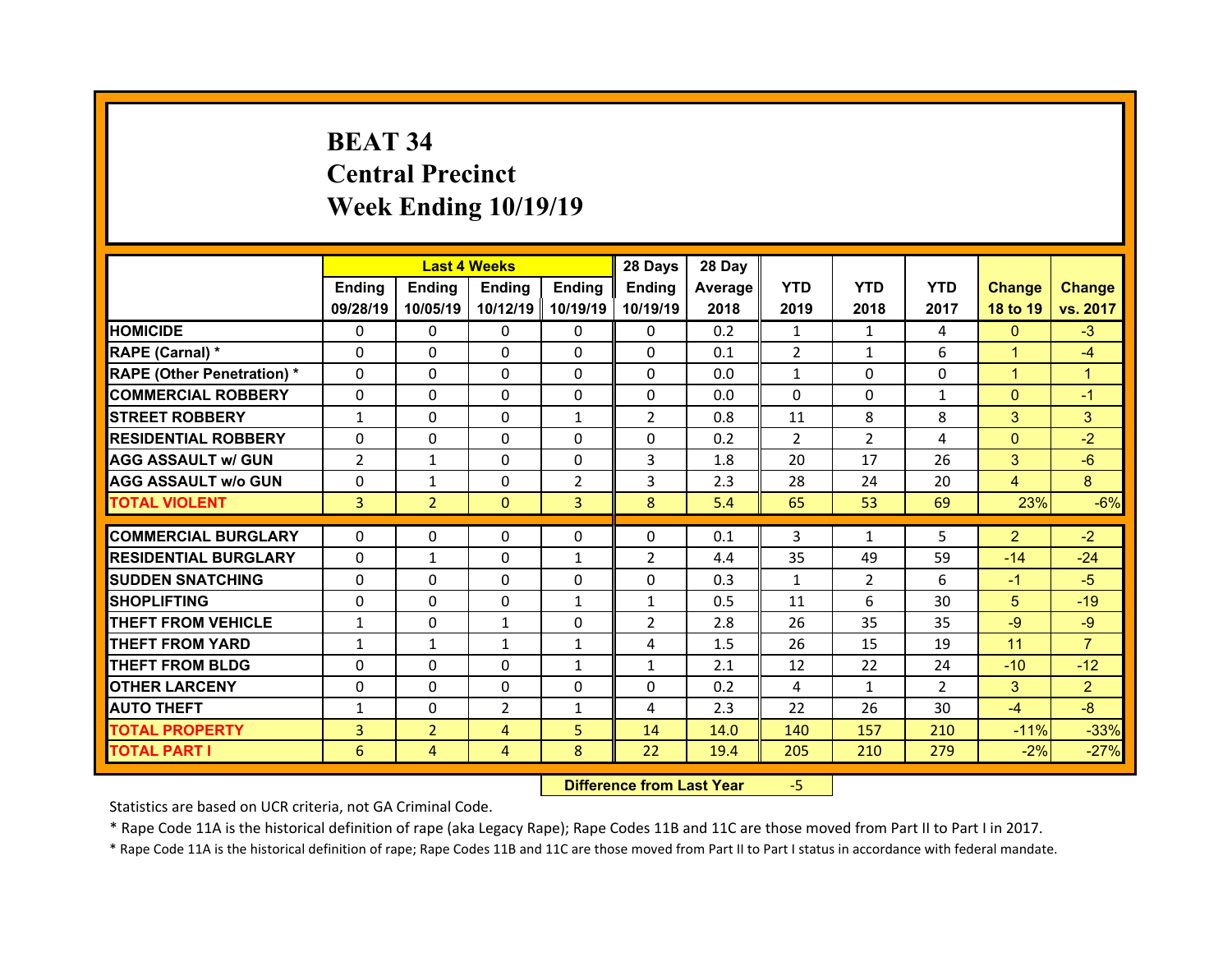# BEAT 34
# Central Precinct
# Week Ending 10/19/19

| | Last 4 Weeks | | | | 28 Days | 28 Day | | | | | |
|---|---|---|---|---|---|---|---|---|---|---|---|
| | Ending 09/28/19 | Ending 10/05/19 | Ending 10/12/19 | Ending 10/19/19 | Ending 10/19/19 | Average 2018 | YTD 2019 | YTD 2018 | YTD 2017 | Change 18 to 19 | Change vs. 2017 |
| HOMICIDE | 0 | 0 | 0 | 0 | 0 | 0.2 | 1 | 1 | 4 | 0 | -3 |
| RAPE (Carnal) * | 0 | 0 | 0 | 0 | 0 | 0.1 | 2 | 1 | 6 | 1 | -4 |
| RAPE (Other Penetration) * | 0 | 0 | 0 | 0 | 0 | 0.0 | 1 | 0 | 0 | 1 | 1 |
| COMMERCIAL ROBBERY | 0 | 0 | 0 | 0 | 0 | 0.0 | 0 | 0 | 1 | 0 | -1 |
| STREET ROBBERY | 1 | 0 | 0 | 1 | 2 | 0.8 | 11 | 8 | 8 | 3 | 3 |
| RESIDENTIAL ROBBERY | 0 | 0 | 0 | 0 | 0 | 0.2 | 2 | 2 | 4 | 0 | -2 |
| AGG ASSAULT w/ GUN | 2 | 1 | 0 | 0 | 3 | 1.8 | 20 | 17 | 26 | 3 | -6 |
| AGG ASSAULT w/o GUN | 0 | 1 | 0 | 2 | 3 | 2.3 | 28 | 24 | 20 | 4 | 8 |
| TOTAL VIOLENT | 3 | 2 | 0 | 3 | 8 | 5.4 | 65 | 53 | 69 | 23% | -6% |
| COMMERCIAL BURGLARY | 0 | 0 | 0 | 0 | 0 | 0.1 | 3 | 1 | 5 | 2 | -2 |
| RESIDENTIAL BURGLARY | 0 | 1 | 0 | 1 | 2 | 4.4 | 35 | 49 | 59 | -14 | -24 |
| SUDDEN SNATCHING | 0 | 0 | 0 | 0 | 0 | 0.3 | 1 | 2 | 6 | -1 | -5 |
| SHOPLIFTING | 0 | 0 | 0 | 1 | 1 | 0.5 | 11 | 6 | 30 | 5 | -19 |
| THEFT FROM VEHICLE | 1 | 0 | 1 | 0 | 2 | 2.8 | 26 | 35 | 35 | -9 | -9 |
| THEFT FROM YARD | 1 | 1 | 1 | 1 | 4 | 1.5 | 26 | 15 | 19 | 11 | 7 |
| THEFT FROM BLDG | 0 | 0 | 0 | 1 | 1 | 2.1 | 12 | 22 | 24 | -10 | -12 |
| OTHER LARCENY | 0 | 0 | 0 | 0 | 0 | 0.2 | 4 | 1 | 2 | 3 | 2 |
| AUTO THEFT | 1 | 0 | 2 | 1 | 4 | 2.3 | 22 | 26 | 30 | -4 | -8 |
| TOTAL PROPERTY | 3 | 2 | 4 | 5 | 14 | 14.0 | 140 | 157 | 210 | -11% | -33% |
| TOTAL PART I | 6 | 4 | 4 | 8 | 22 | 19.4 | 205 | 210 | 279 | -2% | -27% |

**Difference from Last Year** -5

Statistics are based on UCR criteria, not GA Criminal Code.

* Rape Code 11A is the historical definition of rape (aka Legacy Rape); Rape Codes 11B and 11C are those moved from Part II to Part I in 2017.

* Rape Code 11A is the historical definition of rape; Rape Codes 11B and 11C are those moved from Part II to Part I status in accordance with federal mandate.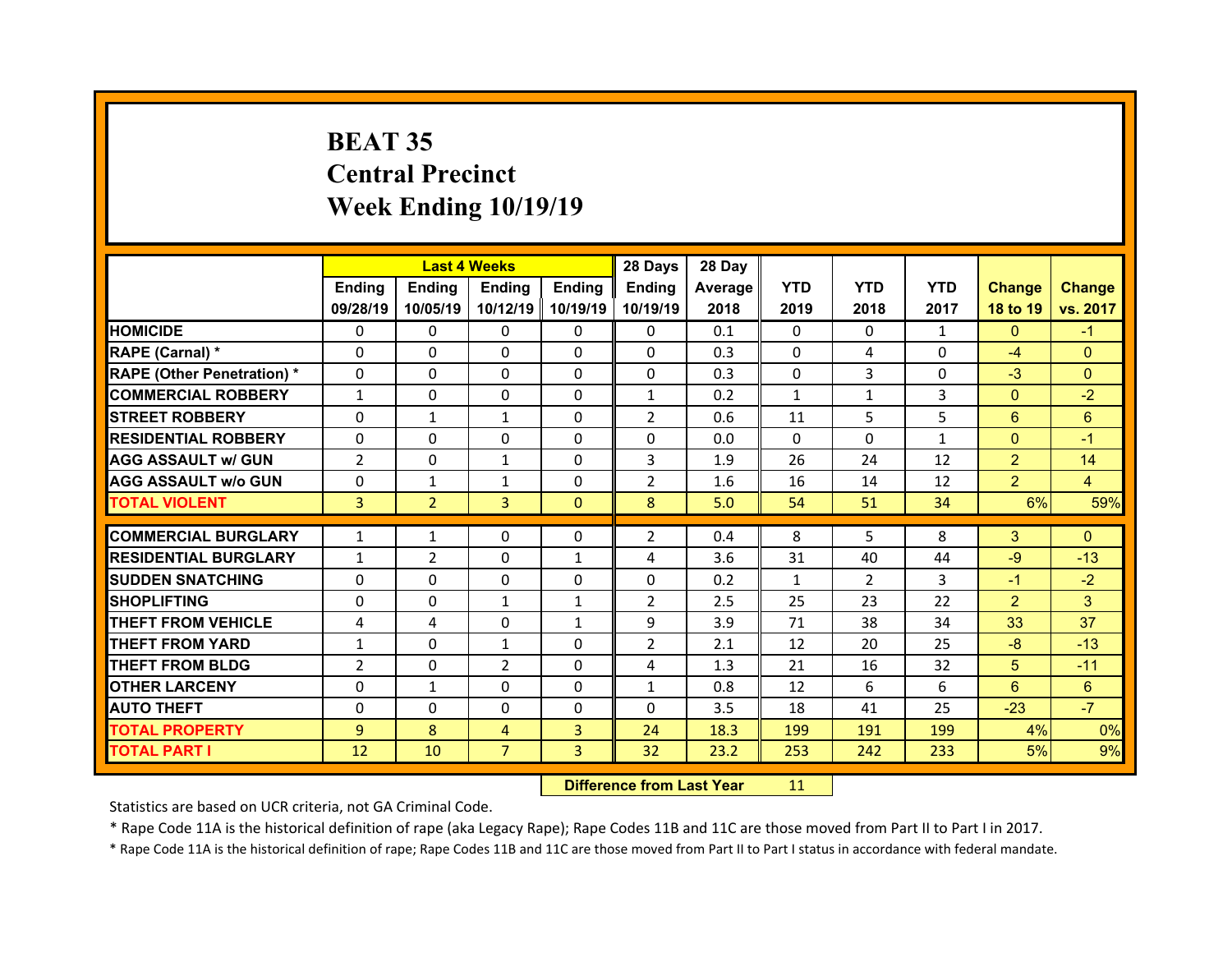# BEAT 35
## Central Precinct
## Week Ending 10/19/19

| | Last 4 Weeks | | | | 28 Days | 28 Day | | | | | |
|---|---|---|---|---|---|---|---|---|---|---|---|
| | Ending 09/28/19 | Ending 10/05/19 | Ending 10/12/19 | Ending 10/19/19 | Ending 10/19/19 | Average 2018 | YTD 2019 | YTD 2018 | YTD 2017 | Change 18 to 19 | Change vs. 2017 |
| HOMICIDE | 0 | 0 | 0 | 0 | 0 | 0.1 | 0 | 0 | 1 | 0 | -1 |
| RAPE (Carnal) * | 0 | 0 | 0 | 0 | 0 | 0.3 | 0 | 4 | 0 | -4 | 0 |
| RAPE (Other Penetration) * | 0 | 0 | 0 | 0 | 0 | 0.3 | 0 | 3 | 0 | -3 | 0 |
| COMMERCIAL ROBBERY | 1 | 0 | 0 | 0 | 1 | 0.2 | 1 | 1 | 3 | 0 | -2 |
| STREET ROBBERY | 0 | 1 | 1 | 0 | 2 | 0.6 | 11 | 5 | 5 | 6 | 6 |
| RESIDENTIAL ROBBERY | 0 | 0 | 0 | 0 | 0 | 0.0 | 0 | 0 | 1 | 0 | -1 |
| AGG ASSAULT w/ GUN | 2 | 0 | 1 | 0 | 3 | 1.9 | 26 | 24 | 12 | 2 | 14 |
| AGG ASSAULT w/o GUN | 0 | 1 | 1 | 0 | 2 | 1.6 | 16 | 14 | 12 | 2 | 4 |
| TOTAL VIOLENT | 3 | 2 | 3 | 0 | 8 | 5.0 | 54 | 51 | 34 | 6% | 59% |
| COMMERCIAL BURGLARY | 1 | 1 | 0 | 0 | 2 | 0.4 | 8 | 5 | 8 | 3 | 0 |
| RESIDENTIAL BURGLARY | 1 | 2 | 0 | 1 | 4 | 3.6 | 31 | 40 | 44 | -9 | -13 |
| SUDDEN SNATCHING | 0 | 0 | 0 | 0 | 0 | 0.2 | 1 | 2 | 3 | -1 | -2 |
| SHOPLIFTING | 0 | 0 | 1 | 1 | 2 | 2.5 | 25 | 23 | 22 | 2 | 3 |
| THEFT FROM VEHICLE | 4 | 4 | 0 | 1 | 9 | 3.9 | 71 | 38 | 34 | 33 | 37 |
| THEFT FROM YARD | 1 | 0 | 1 | 0 | 2 | 2.1 | 12 | 20 | 25 | -8 | -13 |
| THEFT FROM BLDG | 2 | 0 | 2 | 0 | 4 | 1.3 | 21 | 16 | 32 | 5 | -11 |
| OTHER LARCENY | 0 | 1 | 0 | 0 | 1 | 0.8 | 12 | 6 | 6 | 6 | 6 |
| AUTO THEFT | 0 | 0 | 0 | 0 | 0 | 3.5 | 18 | 41 | 25 | -23 | -7 |
| TOTAL PROPERTY | 9 | 8 | 4 | 3 | 24 | 18.3 | 199 | 191 | 199 | 4% | 0% |
| TOTAL PART I | 12 | 10 | 7 | 3 | 32 | 23.2 | 253 | 242 | 233 | 5% | 9% |

**Difference from Last Year** 11

Statistics are based on UCR criteria, not GA Criminal Code.

* Rape Code 11A is the historical definition of rape (aka Legacy Rape); Rape Codes 11B and 11C are those moved from Part II to Part I in 2017.

* Rape Code 11A is the historical definition of rape; Rape Codes 11B and 11C are those moved from Part II to Part I status in accordance with federal mandate.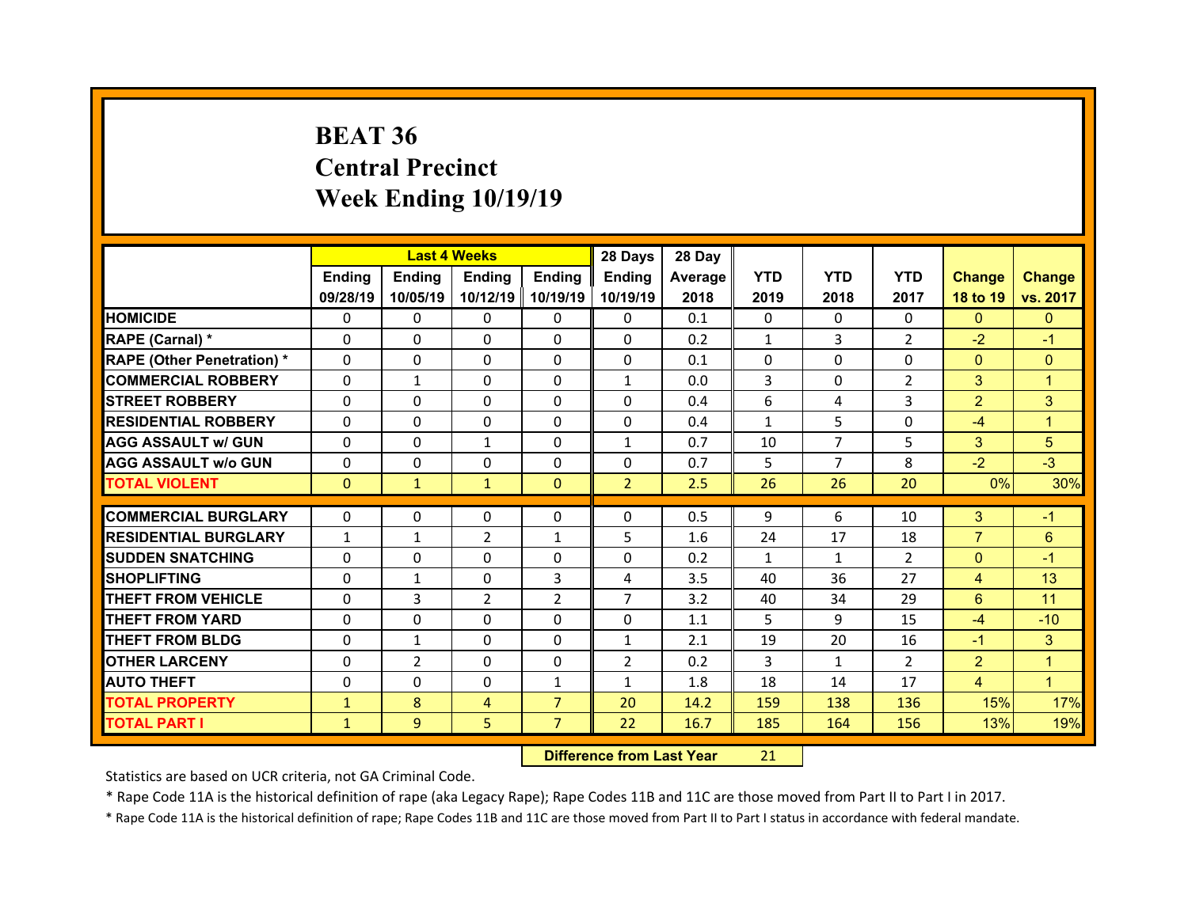# BEAT 36
# Central Precinct
# Week Ending 10/19/19

| | Last 4 Weeks | | | | 28 Days | 28 Day | | | | | |
|---|---|---|---|---|---|---|---|---|---|---|---|
| | Ending 09/28/19 | Ending 10/05/19 | Ending 10/12/19 | Ending 10/19/19 | Ending 10/19/19 | Average 2018 | YTD 2019 | YTD 2018 | YTD 2017 | Change 18 to 19 | Change vs. 2017 |
| HOMICIDE | 0 | 0 | 0 | 0 | 0 | 0.1 | 0 | 0 | 0 | 0 | 0 |
| RAPE (Carnal) * | 0 | 0 | 0 | 0 | 0 | 0.2 | 1 | 3 | 2 | -2 | -1 |
| RAPE (Other Penetration) * | 0 | 0 | 0 | 0 | 0 | 0.1 | 0 | 0 | 0 | 0 | 0 |
| COMMERCIAL ROBBERY | 0 | 1 | 0 | 0 | 1 | 0.0 | 3 | 0 | 2 | 3 | 1 |
| STREET ROBBERY | 0 | 0 | 0 | 0 | 0 | 0.4 | 6 | 4 | 3 | 2 | 3 |
| RESIDENTIAL ROBBERY | 0 | 0 | 0 | 0 | 0 | 0.4 | 1 | 5 | 0 | -4 | 1 |
| AGG ASSAULT w/ GUN | 0 | 0 | 1 | 0 | 1 | 0.7 | 10 | 7 | 5 | 3 | 5 |
| AGG ASSAULT w/o GUN | 0 | 0 | 0 | 0 | 0 | 0.7 | 5 | 7 | 8 | -2 | -3 |
| TOTAL VIOLENT | 0 | 1 | 1 | 0 | 2 | 2.5 | 26 | 26 | 20 | 0% | 30% |
| COMMERCIAL BURGLARY | 0 | 0 | 0 | 0 | 0 | 0.5 | 9 | 6 | 10 | 3 | -1 |
| RESIDENTIAL BURGLARY | 1 | 1 | 2 | 1 | 5 | 1.6 | 24 | 17 | 18 | 7 | 6 |
| SUDDEN SNATCHING | 0 | 0 | 0 | 0 | 0 | 0.2 | 1 | 1 | 2 | 0 | -1 |
| SHOPLIFTING | 0 | 1 | 0 | 3 | 4 | 3.5 | 40 | 36 | 27 | 4 | 13 |
| THEFT FROM VEHICLE | 0 | 3 | 2 | 2 | 7 | 3.2 | 40 | 34 | 29 | 6 | 11 |
| THEFT FROM YARD | 0 | 0 | 0 | 0 | 0 | 1.1 | 5 | 9 | 15 | -4 | -10 |
| THEFT FROM BLDG | 0 | 1 | 0 | 0 | 1 | 2.1 | 19 | 20 | 16 | -1 | 3 |
| OTHER LARCENY | 0 | 2 | 0 | 0 | 2 | 0.2 | 3 | 1 | 2 | 2 | 1 |
| AUTO THEFT | 0 | 0 | 0 | 1 | 1 | 1.8 | 18 | 14 | 17 | 4 | 1 |
| TOTAL PROPERTY | 1 | 8 | 4 | 7 | 20 | 14.2 | 159 | 138 | 136 | 15% | 17% |
| TOTAL PART I | 1 | 9 | 5 | 7 | 22 | 16.7 | 185 | 164 | 156 | 13% | 19% |

**Difference from Last Year** 21

Statistics are based on UCR criteria, not GA Criminal Code.

* Rape Code 11A is the historical definition of rape (aka Legacy Rape); Rape Codes 11B and 11C are those moved from Part II to Part I in 2017.

* Rape Code 11A is the historical definition of rape; Rape Codes 11B and 11C are those moved from Part II to Part I status in accordance with federal mandate.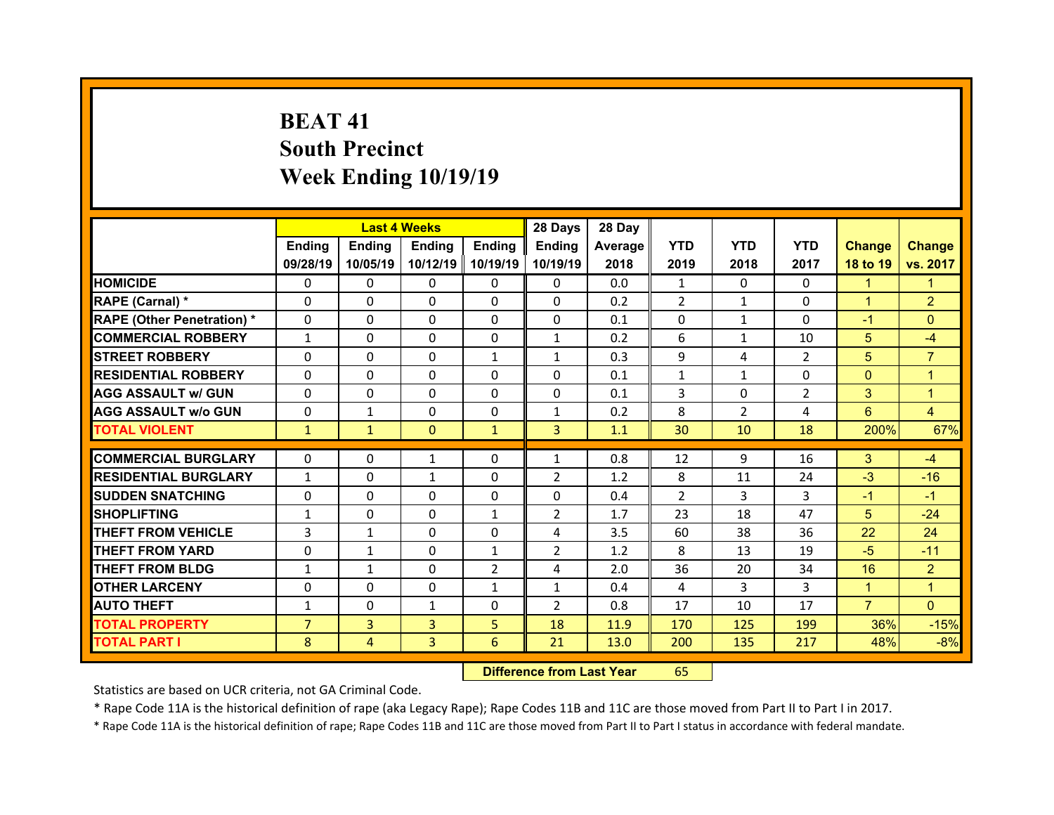# BEAT 41
## South Precinct
## Week Ending 10/19/19

| | Last 4 Weeks | | | | 28 Days | 28 Day | | | | | |
|---|---|---|---|---|---|---|---|---|---|---|---|
| | Ending 09/28/19 | Ending 10/05/19 | Ending 10/12/19 | Ending 10/19/19 | Ending 10/19/19 | Average 2018 | YTD 2019 | YTD 2018 | YTD 2017 | Change 18 to 19 | Change vs. 2017 |
| HOMICIDE | 0 | 0 | 0 | 0 | 0 | 0.0 | 1 | 0 | 0 | 1 | 1 |
| RAPE (Carnal) * | 0 | 0 | 0 | 0 | 0 | 0.2 | 2 | 1 | 0 | 1 | 2 |
| RAPE (Other Penetration) * | 0 | 0 | 0 | 0 | 0 | 0.1 | 0 | 1 | 0 | -1 | 0 |
| COMMERCIAL ROBBERY | 1 | 0 | 0 | 0 | 1 | 0.2 | 6 | 1 | 10 | 5 | -4 |
| STREET ROBBERY | 0 | 0 | 0 | 1 | 1 | 0.3 | 9 | 4 | 2 | 5 | 7 |
| RESIDENTIAL ROBBERY | 0 | 0 | 0 | 0 | 0 | 0.1 | 1 | 1 | 0 | 0 | 1 |
| AGG ASSAULT w/ GUN | 0 | 0 | 0 | 0 | 0 | 0.1 | 3 | 0 | 2 | 3 | 1 |
| AGG ASSAULT w/o GUN | 0 | 1 | 0 | 0 | 1 | 0.2 | 8 | 2 | 4 | 6 | 4 |
| TOTAL VIOLENT | 1 | 1 | 0 | 1 | 3 | 1.1 | 30 | 10 | 18 | 200% | 67% |
| COMMERCIAL BURGLARY | 0 | 0 | 1 | 0 | 1 | 0.8 | 12 | 9 | 16 | 3 | -4 |
| RESIDENTIAL BURGLARY | 1 | 0 | 1 | 0 | 2 | 1.2 | 8 | 11 | 24 | -3 | -16 |
| SUDDEN SNATCHING | 0 | 0 | 0 | 0 | 0 | 0.4 | 2 | 3 | 3 | -1 | -1 |
| SHOPLIFTING | 1 | 0 | 0 | 1 | 2 | 1.7 | 23 | 18 | 47 | 5 | -24 |
| THEFT FROM VEHICLE | 3 | 1 | 0 | 0 | 4 | 3.5 | 60 | 38 | 36 | 22 | 24 |
| THEFT FROM YARD | 0 | 1 | 0 | 1 | 2 | 1.2 | 8 | 13 | 19 | -5 | -11 |
| THEFT FROM BLDG | 1 | 1 | 0 | 2 | 4 | 2.0 | 36 | 20 | 34 | 16 | 2 |
| OTHER LARCENY | 0 | 0 | 0 | 1 | 1 | 0.4 | 4 | 3 | 3 | 1 | 1 |
| AUTO THEFT | 1 | 0 | 1 | 0 | 2 | 0.8 | 17 | 10 | 17 | 7 | 0 |
| TOTAL PROPERTY | 7 | 3 | 3 | 5 | 18 | 11.9 | 170 | 125 | 199 | 36% | -15% |
| TOTAL PART I | 8 | 4 | 3 | 6 | 21 | 13.0 | 200 | 135 | 217 | 48% | -8% |

**Difference from Last Year** 65

Statistics are based on UCR criteria, not GA Criminal Code.

* Rape Code 11A is the historical definition of rape (aka Legacy Rape); Rape Codes 11B and 11C are those moved from Part II to Part I in 2017.

* Rape Code 11A is the historical definition of rape; Rape Codes 11B and 11C are those moved from Part II to Part I status in accordance with federal mandate.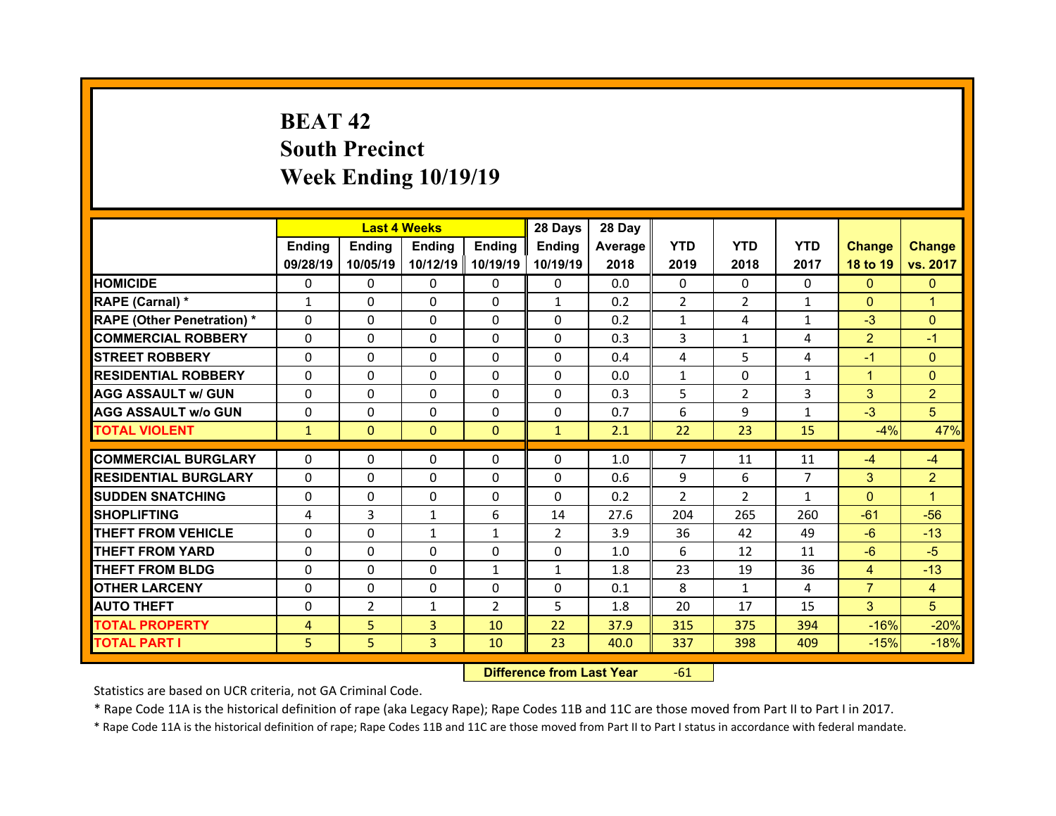# BEAT 42
## South Precinct
## Week Ending 10/19/19

| | Last 4 Weeks | | | | 28 Days | 28 Day | | | | | |
|---|---|---|---|---|---|---|---|---|---|---|---|
| | Ending 09/28/19 | Ending 10/05/19 | Ending 10/12/19 | Ending 10/19/19 | Ending 10/19/19 | Average 2018 | YTD 2019 | YTD 2018 | YTD 2017 | Change 18 to 19 | Change vs. 2017 |
| HOMICIDE | 0 | 0 | 0 | 0 | 0 | 0.0 | 0 | 0 | 0 | 0 | 0 |
| RAPE (Carnal) * | 1 | 0 | 0 | 0 | 1 | 0.2 | 2 | 2 | 1 | 0 | 1 |
| RAPE (Other Penetration) * | 0 | 0 | 0 | 0 | 0 | 0.2 | 1 | 4 | 1 | -3 | 0 |
| COMMERCIAL ROBBERY | 0 | 0 | 0 | 0 | 0 | 0.3 | 3 | 1 | 4 | 2 | -1 |
| STREET ROBBERY | 0 | 0 | 0 | 0 | 0 | 0.4 | 4 | 5 | 4 | -1 | 0 |
| RESIDENTIAL ROBBERY | 0 | 0 | 0 | 0 | 0 | 0.0 | 1 | 0 | 1 | 1 | 0 |
| AGG ASSAULT w/ GUN | 0 | 0 | 0 | 0 | 0 | 0.3 | 5 | 2 | 3 | 3 | 2 |
| AGG ASSAULT w/o GUN | 0 | 0 | 0 | 0 | 0 | 0.7 | 6 | 9 | 1 | -3 | 5 |
| TOTAL VIOLENT | 1 | 0 | 0 | 0 | 1 | 2.1 | 22 | 23 | 15 | -4% | 47% |
| COMMERCIAL BURGLARY | 0 | 0 | 0 | 0 | 0 | 1.0 | 7 | 11 | 11 | -4 | -4 |
| RESIDENTIAL BURGLARY | 0 | 0 | 0 | 0 | 0 | 0.6 | 9 | 6 | 7 | 3 | 2 |
| SUDDEN SNATCHING | 0 | 0 | 0 | 0 | 0 | 0.2 | 2 | 2 | 1 | 0 | 1 |
| SHOPLIFTING | 4 | 3 | 1 | 6 | 14 | 27.6 | 204 | 265 | 260 | -61 | -56 |
| THEFT FROM VEHICLE | 0 | 0 | 1 | 1 | 2 | 3.9 | 36 | 42 | 49 | -6 | -13 |
| THEFT FROM YARD | 0 | 0 | 0 | 0 | 0 | 1.0 | 6 | 12 | 11 | -6 | -5 |
| THEFT FROM BLDG | 0 | 0 | 0 | 1 | 1 | 1.8 | 23 | 19 | 36 | 4 | -13 |
| OTHER LARCENY | 0 | 0 | 0 | 0 | 0 | 0.1 | 8 | 1 | 4 | 7 | 4 |
| AUTO THEFT | 0 | 2 | 1 | 2 | 5 | 1.8 | 20 | 17 | 15 | 3 | 5 |
| TOTAL PROPERTY | 4 | 5 | 3 | 10 | 22 | 37.9 | 315 | 375 | 394 | -16% | -20% |
| TOTAL PART I | 5 | 5 | 3 | 10 | 23 | 40.0 | 337 | 398 | 409 | -15% | -18% |

**Difference from Last Year** -61

Statistics are based on UCR criteria, not GA Criminal Code.

* Rape Code 11A is the historical definition of rape (aka Legacy Rape); Rape Codes 11B and 11C are those moved from Part II to Part I in 2017.

* Rape Code 11A is the historical definition of rape; Rape Codes 11B and 11C are those moved from Part II to Part I status in accordance with federal mandate.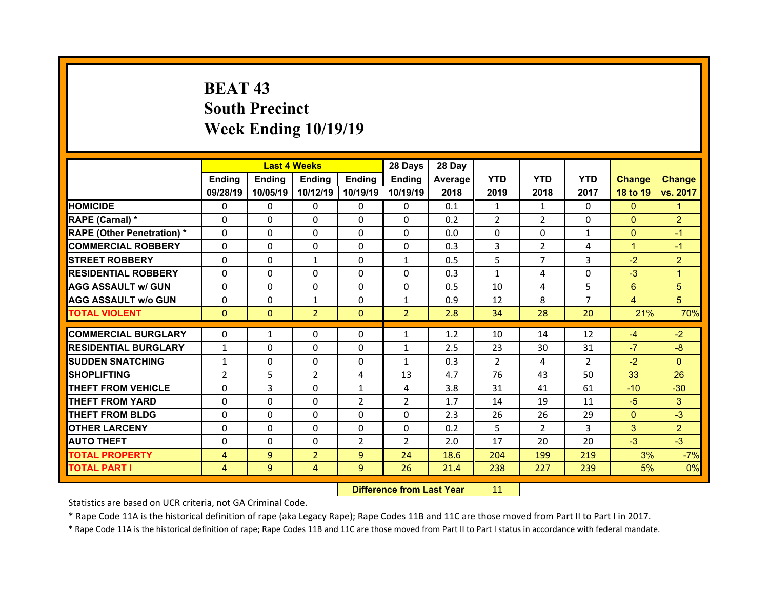# BEAT 43
## South Precinct
## Week Ending 10/19/19

| | Last 4 Weeks | | | | 28 Days | 28 Day | | | | | |
|---|---|---|---|---|---|---|---|---|---|---|---|
| | Ending 09/28/19 | Ending 10/05/19 | Ending 10/12/19 | Ending 10/19/19 | Ending 10/19/19 | Average 2018 | YTD 2019 | YTD 2018 | YTD 2017 | Change 18 to 19 | Change vs. 2017 |
| HOMICIDE | 0 | 0 | 0 | 0 | 0 | 0.1 | 1 | 1 | 0 | 0 | 1 |
| RAPE (Carnal) * | 0 | 0 | 0 | 0 | 0 | 0.2 | 2 | 2 | 0 | 0 | 2 |
| RAPE (Other Penetration) * | 0 | 0 | 0 | 0 | 0 | 0.0 | 0 | 0 | 1 | 0 | -1 |
| COMMERCIAL ROBBERY | 0 | 0 | 0 | 0 | 0 | 0.3 | 3 | 2 | 4 | 1 | -1 |
| STREET ROBBERY | 0 | 0 | 1 | 0 | 1 | 0.5 | 5 | 7 | 3 | -2 | 2 |
| RESIDENTIAL ROBBERY | 0 | 0 | 0 | 0 | 0 | 0.3 | 1 | 4 | 0 | -3 | 1 |
| AGG ASSAULT w/ GUN | 0 | 0 | 0 | 0 | 0 | 0.5 | 10 | 4 | 5 | 6 | 5 |
| AGG ASSAULT w/o GUN | 0 | 0 | 1 | 0 | 1 | 0.9 | 12 | 8 | 7 | 4 | 5 |
| TOTAL VIOLENT | 0 | 0 | 2 | 0 | 2 | 2.8 | 34 | 28 | 20 | 21% | 70% |
| COMMERCIAL BURGLARY | 0 | 1 | 0 | 0 | 1 | 1.2 | 10 | 14 | 12 | -4 | -2 |
| RESIDENTIAL BURGLARY | 1 | 0 | 0 | 0 | 1 | 2.5 | 23 | 30 | 31 | -7 | -8 |
| SUDDEN SNATCHING | 1 | 0 | 0 | 0 | 1 | 0.3 | 2 | 4 | 2 | -2 | 0 |
| SHOPLIFTING | 2 | 5 | 2 | 4 | 13 | 4.7 | 76 | 43 | 50 | 33 | 26 |
| THEFT FROM VEHICLE | 0 | 3 | 0 | 1 | 4 | 3.8 | 31 | 41 | 61 | -10 | -30 |
| THEFT FROM YARD | 0 | 0 | 0 | 2 | 2 | 1.7 | 14 | 19 | 11 | -5 | 3 |
| THEFT FROM BLDG | 0 | 0 | 0 | 0 | 0 | 2.3 | 26 | 26 | 29 | 0 | -3 |
| OTHER LARCENY | 0 | 0 | 0 | 0 | 0 | 0.2 | 5 | 2 | 3 | 3 | 2 |
| AUTO THEFT | 0 | 0 | 0 | 2 | 2 | 2.0 | 17 | 20 | 20 | -3 | -3 |
| TOTAL PROPERTY | 4 | 9 | 2 | 9 | 24 | 18.6 | 204 | 199 | 219 | 3% | -7% |
| TOTAL PART I | 4 | 9 | 4 | 9 | 26 | 21.4 | 238 | 227 | 239 | 5% | 0% |

**Difference from Last Year** 11

Statistics are based on UCR criteria, not GA Criminal Code.

* Rape Code 11A is the historical definition of rape (aka Legacy Rape); Rape Codes 11B and 11C are those moved from Part II to Part I in 2017.

* Rape Code 11A is the historical definition of rape; Rape Codes 11B and 11C are those moved from Part II to Part I status in accordance with federal mandate.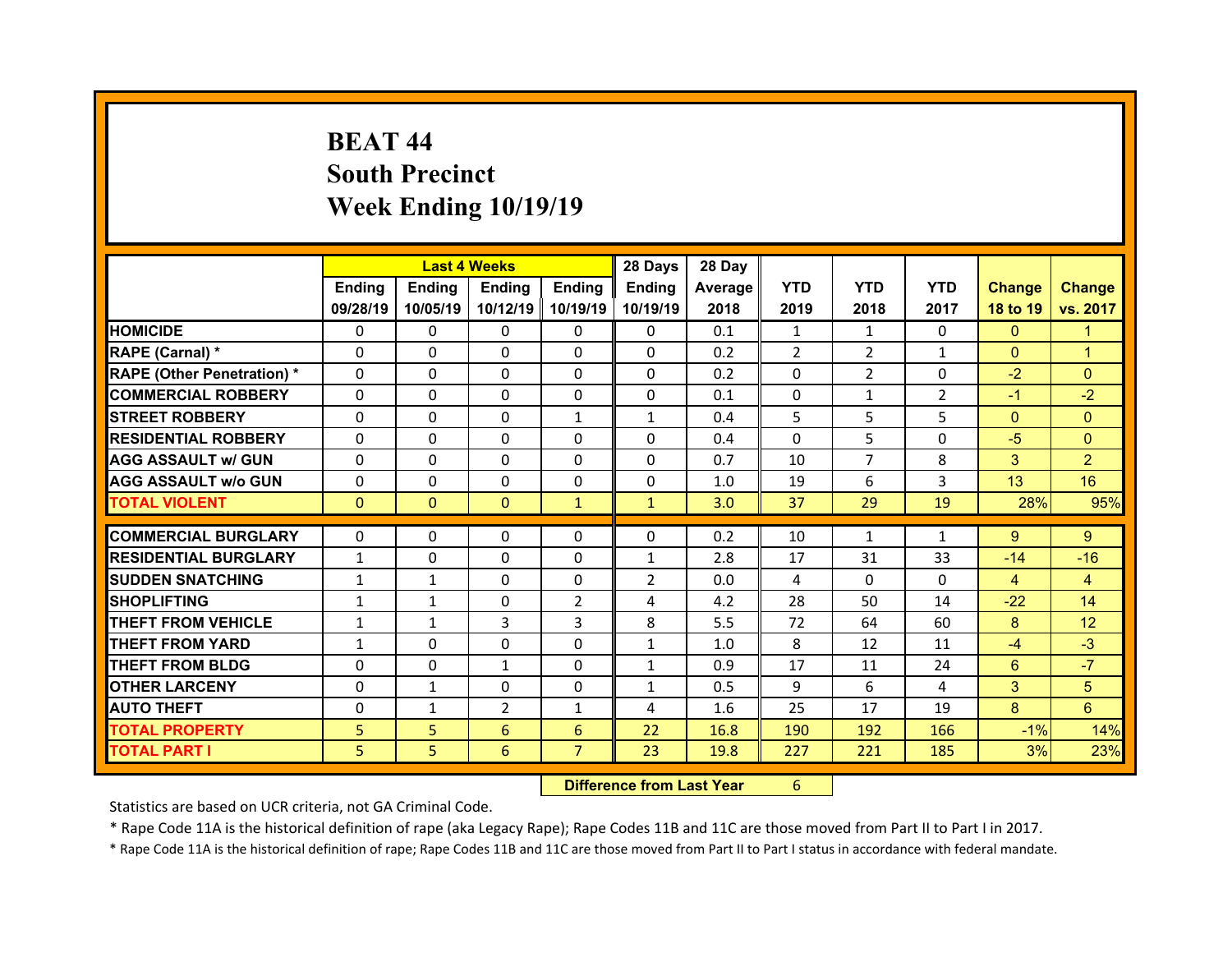# BEAT 44
## South Precinct
## Week Ending 10/19/19

| | Last 4 Weeks | | | | 28 Days | 28 Day | | | | | |
|---|---|---|---|---|---|---|---|---|---|---|---|
| | Ending 09/28/19 | Ending 10/05/19 | Ending 10/12/19 | Ending 10/19/19 | Ending 10/19/19 | Average 2018 | YTD 2019 | YTD 2018 | YTD 2017 | Change 18 to 19 | Change vs. 2017 |
| HOMICIDE | 0 | 0 | 0 | 0 | 0 | 0.1 | 1 | 1 | 0 | 0 | 1 |
| RAPE (Carnal) * | 0 | 0 | 0 | 0 | 0 | 0.2 | 2 | 2 | 1 | 0 | 1 |
| RAPE (Other Penetration) * | 0 | 0 | 0 | 0 | 0 | 0.2 | 0 | 2 | 0 | -2 | 0 |
| COMMERCIAL ROBBERY | 0 | 0 | 0 | 0 | 0 | 0.1 | 0 | 1 | 2 | -1 | -2 |
| STREET ROBBERY | 0 | 0 | 0 | 1 | 1 | 0.4 | 5 | 5 | 5 | 0 | 0 |
| RESIDENTIAL ROBBERY | 0 | 0 | 0 | 0 | 0 | 0.4 | 0 | 5 | 0 | -5 | 0 |
| AGG ASSAULT w/ GUN | 0 | 0 | 0 | 0 | 0 | 0.7 | 10 | 7 | 8 | 3 | 2 |
| AGG ASSAULT w/o GUN | 0 | 0 | 0 | 0 | 0 | 1.0 | 19 | 6 | 3 | 13 | 16 |
| TOTAL VIOLENT | 0 | 0 | 0 | 1 | 1 | 3.0 | 37 | 29 | 19 | 28% | 95% |
| COMMERCIAL BURGLARY | 0 | 0 | 0 | 0 | 0 | 0.2 | 10 | 1 | 1 | 9 | 9 |
| RESIDENTIAL BURGLARY | 1 | 0 | 0 | 0 | 1 | 2.8 | 17 | 31 | 33 | -14 | -16 |
| SUDDEN SNATCHING | 1 | 1 | 0 | 0 | 2 | 0.0 | 4 | 0 | 0 | 4 | 4 |
| SHOPLIFTING | 1 | 1 | 0 | 2 | 4 | 4.2 | 28 | 50 | 14 | -22 | 14 |
| THEFT FROM VEHICLE | 1 | 1 | 3 | 3 | 8 | 5.5 | 72 | 64 | 60 | 8 | 12 |
| THEFT FROM YARD | 1 | 0 | 0 | 0 | 1 | 1.0 | 8 | 12 | 11 | -4 | -3 |
| THEFT FROM BLDG | 0 | 0 | 1 | 0 | 1 | 0.9 | 17 | 11 | 24 | 6 | -7 |
| OTHER LARCENY | 0 | 1 | 0 | 0 | 1 | 0.5 | 9 | 6 | 4 | 3 | 5 |
| AUTO THEFT | 0 | 1 | 2 | 1 | 4 | 1.6 | 25 | 17 | 19 | 8 | 6 |
| TOTAL PROPERTY | 5 | 5 | 6 | 6 | 22 | 16.8 | 190 | 192 | 166 | -1% | 14% |
| TOTAL PART I | 5 | 5 | 6 | 7 | 23 | 19.8 | 227 | 221 | 185 | 3% | 23% |

| Difference from Last Year | 6 |
|---|---|

Statistics are based on UCR criteria, not GA Criminal Code.

* Rape Code 11A is the historical definition of rape (aka Legacy Rape); Rape Codes 11B and 11C are those moved from Part II to Part I in 2017.

* Rape Code 11A is the historical definition of rape; Rape Codes 11B and 11C are those moved from Part II to Part I status in accordance with federal mandate.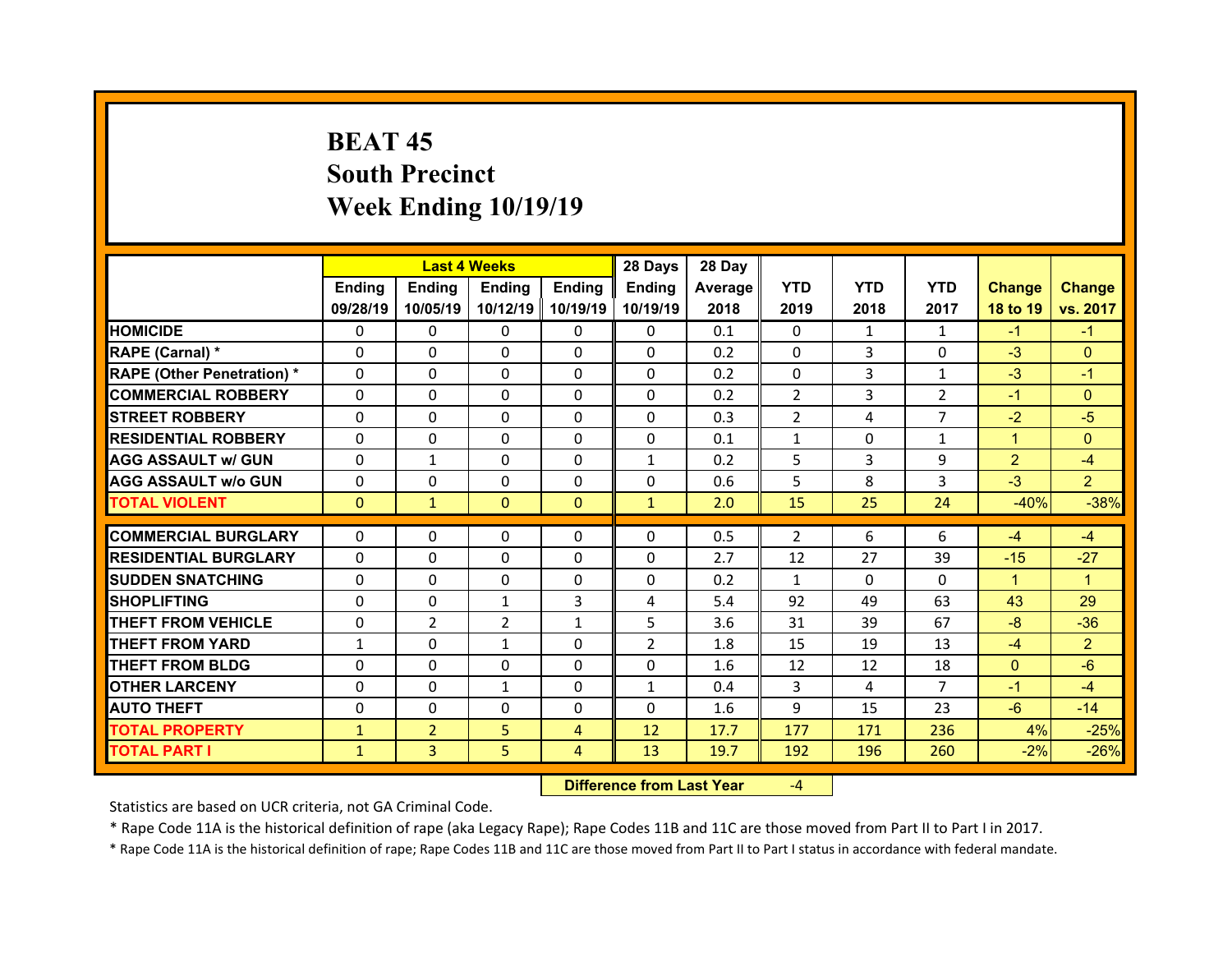# BEAT 45
## South Precinct
## Week Ending 10/19/19

| | Last 4 Weeks | | | | 28 Days | 28 Day | | | | | |
|---|---|---|---|---|---|---|---|---|---|---|---|
| | Ending 09/28/19 | Ending 10/05/19 | Ending 10/12/19 | Ending 10/19/19 | Ending 10/19/19 | Average 2018 | YTD 2019 | YTD 2018 | YTD 2017 | Change 18 to 19 | Change vs. 2017 |
| HOMICIDE | 0 | 0 | 0 | 0 | 0 | 0.1 | 0 | 1 | 1 | -1 | -1 |
| RAPE (Carnal) * | 0 | 0 | 0 | 0 | 0 | 0.2 | 0 | 3 | 0 | -3 | 0 |
| RAPE (Other Penetration) * | 0 | 0 | 0 | 0 | 0 | 0.2 | 0 | 3 | 1 | -3 | -1 |
| COMMERCIAL ROBBERY | 0 | 0 | 0 | 0 | 0 | 0.2 | 2 | 3 | 2 | -1 | 0 |
| STREET ROBBERY | 0 | 0 | 0 | 0 | 0 | 0.3 | 2 | 4 | 7 | -2 | -5 |
| RESIDENTIAL ROBBERY | 0 | 0 | 0 | 0 | 0 | 0.1 | 1 | 0 | 1 | 1 | 0 |
| AGG ASSAULT w/ GUN | 0 | 1 | 0 | 0 | 1 | 0.2 | 5 | 3 | 9 | 2 | -4 |
| AGG ASSAULT w/o GUN | 0 | 0 | 0 | 0 | 0 | 0.6 | 5 | 8 | 3 | -3 | 2 |
| TOTAL VIOLENT | 0 | 1 | 0 | 0 | 1 | 2.0 | 15 | 25 | 24 | -40% | -38% |
| COMMERCIAL BURGLARY | 0 | 0 | 0 | 0 | 0 | 0.5 | 2 | 6 | 6 | -4 | -4 |
| RESIDENTIAL BURGLARY | 0 | 0 | 0 | 0 | 0 | 2.7 | 12 | 27 | 39 | -15 | -27 |
| SUDDEN SNATCHING | 0 | 0 | 0 | 0 | 0 | 0.2 | 1 | 0 | 0 | 1 | 1 |
| SHOPLIFTING | 0 | 0 | 1 | 3 | 4 | 5.4 | 92 | 49 | 63 | 43 | 29 |
| THEFT FROM VEHICLE | 0 | 2 | 2 | 1 | 5 | 3.6 | 31 | 39 | 67 | -8 | -36 |
| THEFT FROM YARD | 1 | 0 | 1 | 0 | 2 | 1.8 | 15 | 19 | 13 | -4 | 2 |
| THEFT FROM BLDG | 0 | 0 | 0 | 0 | 0 | 1.6 | 12 | 12 | 18 | 0 | -6 |
| OTHER LARCENY | 0 | 0 | 1 | 0 | 1 | 0.4 | 3 | 4 | 7 | -1 | -4 |
| AUTO THEFT | 0 | 0 | 0 | 0 | 0 | 1.6 | 9 | 15 | 23 | -6 | -14 |
| TOTAL PROPERTY | 1 | 2 | 5 | 4 | 12 | 17.7 | 177 | 171 | 236 | 4% | -25% |
| TOTAL PART I | 1 | 3 | 5 | 4 | 13 | 19.7 | 192 | 196 | 260 | -2% | -26% |

| Difference from Last Year | -4 |
|---|---|

Statistics are based on UCR criteria, not GA Criminal Code.

* Rape Code 11A is the historical definition of rape (aka Legacy Rape); Rape Codes 11B and 11C are those moved from Part II to Part I in 2017.

* Rape Code 11A is the historical definition of rape; Rape Codes 11B and 11C are those moved from Part II to Part I status in accordance with federal mandate.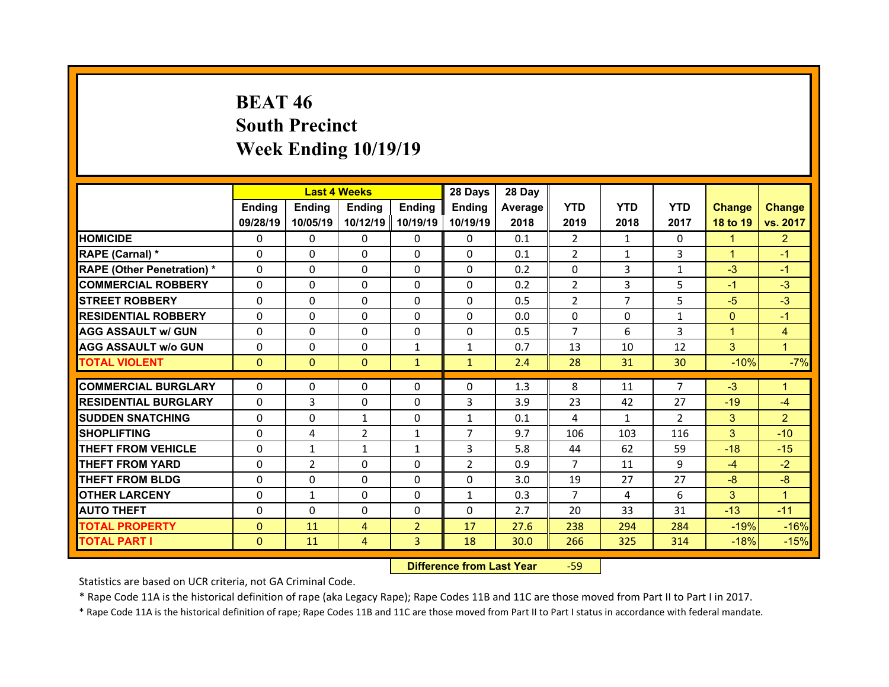# BEAT 46
## South Precinct
## Week Ending 10/19/19

| | Last 4 Weeks | | | | 28 Days | 28 Day | | | | | |
|---|---|---|---|---|---|---|---|---|---|---|---|
| | Ending 09/28/19 | Ending 10/05/19 | Ending 10/12/19 | Ending 10/19/19 | Ending 10/19/19 | Average 2018 | YTD 2019 | YTD 2018 | YTD 2017 | Change 18 to 19 | Change vs. 2017 |
| HOMICIDE | 0 | 0 | 0 | 0 | 0 | 0.1 | 2 | 1 | 0 | 1 | 2 |
| RAPE (Carnal) * | 0 | 0 | 0 | 0 | 0 | 0.1 | 2 | 1 | 3 | 1 | -1 |
| RAPE (Other Penetration) * | 0 | 0 | 0 | 0 | 0 | 0.2 | 0 | 3 | 1 | -3 | -1 |
| COMMERCIAL ROBBERY | 0 | 0 | 0 | 0 | 0 | 0.2 | 2 | 3 | 5 | -1 | -3 |
| STREET ROBBERY | 0 | 0 | 0 | 0 | 0 | 0.5 | 2 | 7 | 5 | -5 | -3 |
| RESIDENTIAL ROBBERY | 0 | 0 | 0 | 0 | 0 | 0.0 | 0 | 0 | 1 | 0 | -1 |
| AGG ASSAULT w/ GUN | 0 | 0 | 0 | 0 | 0 | 0.5 | 7 | 6 | 3 | 1 | 4 |
| AGG ASSAULT w/o GUN | 0 | 0 | 0 | 1 | 1 | 0.7 | 13 | 10 | 12 | 3 | 1 |
| TOTAL VIOLENT | 0 | 0 | 0 | 1 | 1 | 2.4 | 28 | 31 | 30 | -10% | -7% |
| COMMERCIAL BURGLARY | 0 | 0 | 0 | 0 | 0 | 1.3 | 8 | 11 | 7 | -3 | 1 |
| RESIDENTIAL BURGLARY | 0 | 3 | 0 | 0 | 3 | 3.9 | 23 | 42 | 27 | -19 | -4 |
| SUDDEN SNATCHING | 0 | 0 | 1 | 0 | 1 | 0.1 | 4 | 1 | 2 | 3 | 2 |
| SHOPLIFTING | 0 | 4 | 2 | 1 | 7 | 9.7 | 106 | 103 | 116 | 3 | -10 |
| THEFT FROM VEHICLE | 0 | 1 | 1 | 1 | 3 | 5.8 | 44 | 62 | 59 | -18 | -15 |
| THEFT FROM YARD | 0 | 2 | 0 | 0 | 2 | 0.9 | 7 | 11 | 9 | -4 | -2 |
| THEFT FROM BLDG | 0 | 0 | 0 | 0 | 0 | 3.0 | 19 | 27 | 27 | -8 | -8 |
| OTHER LARCENY | 0 | 1 | 0 | 0 | 1 | 0.3 | 7 | 4 | 6 | 3 | 1 |
| AUTO THEFT | 0 | 0 | 0 | 0 | 0 | 2.7 | 20 | 33 | 31 | -13 | -11 |
| TOTAL PROPERTY | 0 | 11 | 4 | 2 | 17 | 27.6 | 238 | 294 | 284 | -19% | -16% |
| TOTAL PART I | 0 | 11 | 4 | 3 | 18 | 30.0 | 266 | 325 | 314 | -18% | -15% |

**Difference from Last Year** -59

Statistics are based on UCR criteria, not GA Criminal Code.

* Rape Code 11A is the historical definition of rape (aka Legacy Rape); Rape Codes 11B and 11C are those moved from Part II to Part I in 2017.

* Rape Code 11A is the historical definition of rape; Rape Codes 11B and 11C are those moved from Part II to Part I status in accordance with federal mandate.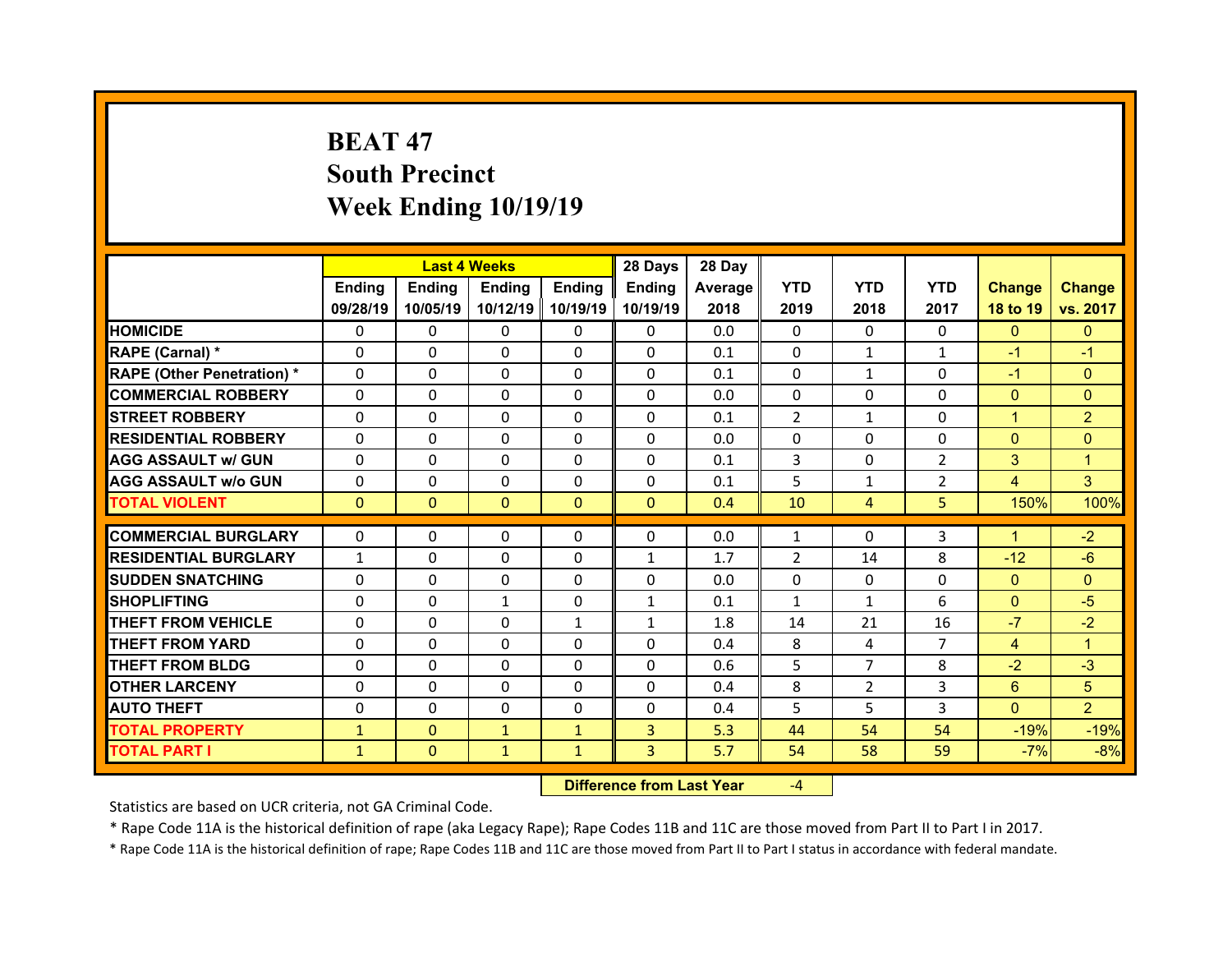# BEAT 47
## South Precinct
## Week Ending 10/19/19

| | Last 4 Weeks | | | | 28 Days | 28 Day | | | | | |
|---|---|---|---|---|---|---|---|---|---|---|---|
| | Ending 09/28/19 | Ending 10/05/19 | Ending 10/12/19 | Ending 10/19/19 | Ending 10/19/19 | Average 2018 | YTD 2019 | YTD 2018 | YTD 2017 | Change 18 to 19 | Change vs. 2017 |
| HOMICIDE | 0 | 0 | 0 | 0 | 0 | 0.0 | 0 | 0 | 0 | 0 | 0 |
| RAPE (Carnal) * | 0 | 0 | 0 | 0 | 0 | 0.1 | 0 | 1 | 1 | -1 | -1 |
| RAPE (Other Penetration) * | 0 | 0 | 0 | 0 | 0 | 0.1 | 0 | 1 | 0 | -1 | 0 |
| COMMERCIAL ROBBERY | 0 | 0 | 0 | 0 | 0 | 0.0 | 0 | 0 | 0 | 0 | 0 |
| STREET ROBBERY | 0 | 0 | 0 | 0 | 0 | 0.1 | 2 | 1 | 0 | 1 | 2 |
| RESIDENTIAL ROBBERY | 0 | 0 | 0 | 0 | 0 | 0.0 | 0 | 0 | 0 | 0 | 0 |
| AGG ASSAULT w/ GUN | 0 | 0 | 0 | 0 | 0 | 0.1 | 3 | 0 | 2 | 3 | 1 |
| AGG ASSAULT w/o GUN | 0 | 0 | 0 | 0 | 0 | 0.1 | 5 | 1 | 2 | 4 | 3 |
| TOTAL VIOLENT | 0 | 0 | 0 | 0 | 0 | 0.4 | 10 | 4 | 5 | 150% | 100% |
| COMMERCIAL BURGLARY | 0 | 0 | 0 | 0 | 0 | 0.0 | 1 | 0 | 3 | 1 | -2 |
| RESIDENTIAL BURGLARY | 1 | 0 | 0 | 0 | 1 | 1.7 | 2 | 14 | 8 | -12 | -6 |
| SUDDEN SNATCHING | 0 | 0 | 0 | 0 | 0 | 0.0 | 0 | 0 | 0 | 0 | 0 |
| SHOPLIFTING | 0 | 0 | 1 | 0 | 1 | 0.1 | 1 | 1 | 6 | 0 | -5 |
| THEFT FROM VEHICLE | 0 | 0 | 0 | 1 | 1 | 1.8 | 14 | 21 | 16 | -7 | -2 |
| THEFT FROM YARD | 0 | 0 | 0 | 0 | 0 | 0.4 | 8 | 4 | 7 | 4 | 1 |
| THEFT FROM BLDG | 0 | 0 | 0 | 0 | 0 | 0.6 | 5 | 7 | 8 | -2 | -3 |
| OTHER LARCENY | 0 | 0 | 0 | 0 | 0 | 0.4 | 8 | 2 | 3 | 6 | 5 |
| AUTO THEFT | 0 | 0 | 0 | 0 | 0 | 0.4 | 5 | 5 | 3 | 0 | 2 |
| TOTAL PROPERTY | 1 | 0 | 1 | 1 | 3 | 5.3 | 44 | 54 | 54 | -19% | -19% |
| TOTAL PART I | 1 | 0 | 1 | 1 | 3 | 5.7 | 54 | 58 | 59 | -7% | -8% |

| Difference from Last Year | -4 |
|---|---|

Statistics are based on UCR criteria, not GA Criminal Code.

* Rape Code 11A is the historical definition of rape (aka Legacy Rape); Rape Codes 11B and 11C are those moved from Part II to Part I in 2017.

* Rape Code 11A is the historical definition of rape; Rape Codes 11B and 11C are those moved from Part II to Part I status in accordance with federal mandate.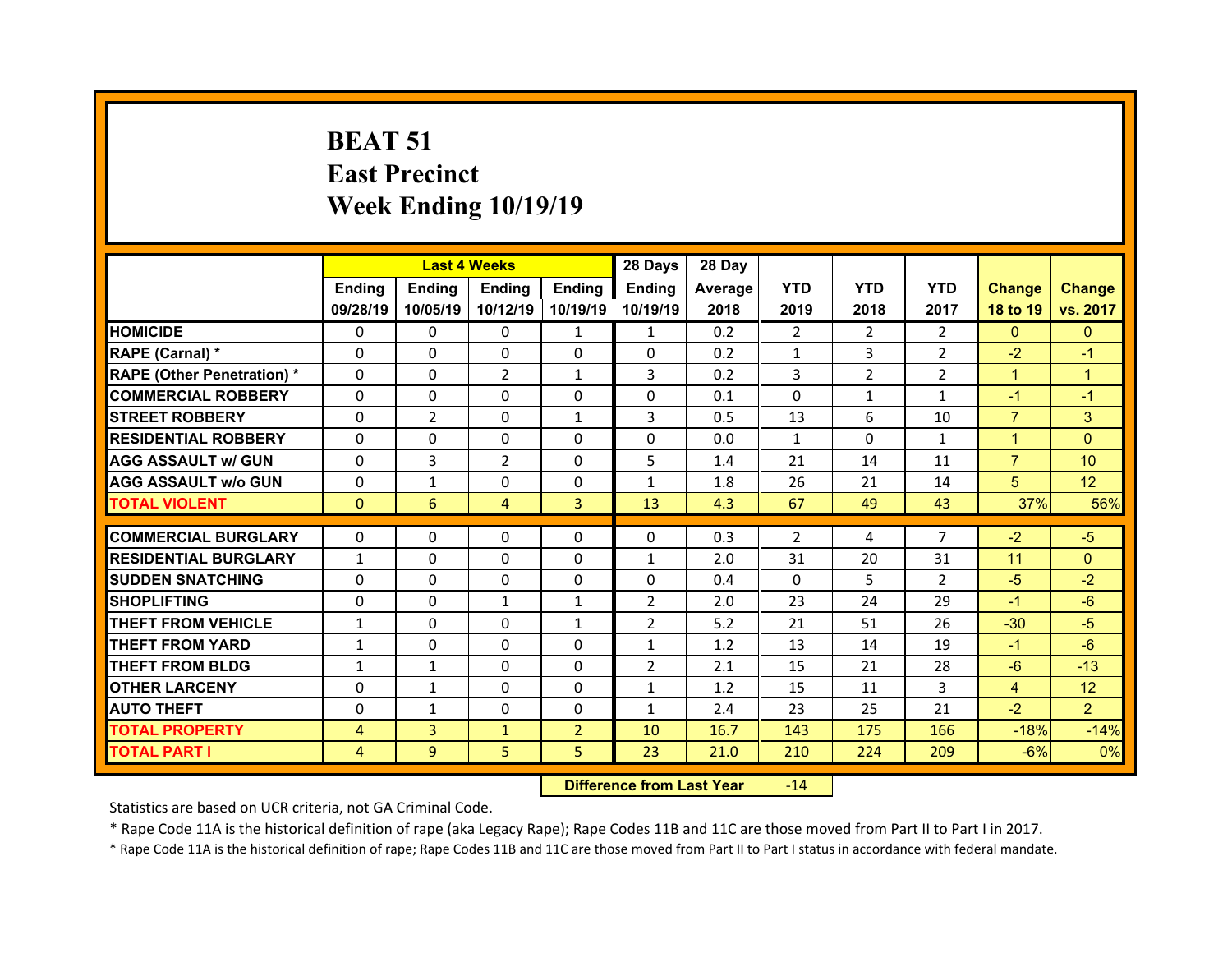# BEAT 51
# East Precinct
# Week Ending 10/19/19

| | Last 4 Weeks | | | | 28 Days | 28 Day | | | | | |
|---|---|---|---|---|---|---|---|---|---|---|---|
| | Ending 09/28/19 | Ending 10/05/19 | Ending 10/12/19 | Ending 10/19/19 | Ending 10/19/19 | Average 2018 | YTD 2019 | YTD 2018 | YTD 2017 | Change 18 to 19 | Change vs. 2017 |
| HOMICIDE | 0 | 0 | 0 | 1 | 1 | 0.2 | 2 | 2 | 2 | 0 | 0 |
| RAPE (Carnal) * | 0 | 0 | 0 | 0 | 0 | 0.2 | 1 | 3 | 2 | -2 | -1 |
| RAPE (Other Penetration) * | 0 | 0 | 2 | 1 | 3 | 0.2 | 3 | 2 | 2 | 1 | 1 |
| COMMERCIAL ROBBERY | 0 | 0 | 0 | 0 | 0 | 0.1 | 0 | 1 | 1 | -1 | -1 |
| STREET ROBBERY | 0 | 2 | 0 | 1 | 3 | 0.5 | 13 | 6 | 10 | 7 | 3 |
| RESIDENTIAL ROBBERY | 0 | 0 | 0 | 0 | 0 | 0.0 | 1 | 0 | 1 | 1 | 0 |
| AGG ASSAULT w/ GUN | 0 | 3 | 2 | 0 | 5 | 1.4 | 21 | 14 | 11 | 7 | 10 |
| AGG ASSAULT w/o GUN | 0 | 1 | 0 | 0 | 1 | 1.8 | 26 | 21 | 14 | 5 | 12 |
| TOTAL VIOLENT | 0 | 6 | 4 | 3 | 13 | 4.3 | 67 | 49 | 43 | 37% | 56% |
| COMMERCIAL BURGLARY | 0 | 0 | 0 | 0 | 0 | 0.3 | 2 | 4 | 7 | -2 | -5 |
| RESIDENTIAL BURGLARY | 1 | 0 | 0 | 0 | 1 | 2.0 | 31 | 20 | 31 | 11 | 0 |
| SUDDEN SNATCHING | 0 | 0 | 0 | 0 | 0 | 0.4 | 0 | 5 | 2 | -5 | -2 |
| SHOPLIFTING | 0 | 0 | 1 | 1 | 2 | 2.0 | 23 | 24 | 29 | -1 | -6 |
| THEFT FROM VEHICLE | 1 | 0 | 0 | 1 | 2 | 5.2 | 21 | 51 | 26 | -30 | -5 |
| THEFT FROM YARD | 1 | 0 | 0 | 0 | 1 | 1.2 | 13 | 14 | 19 | -1 | -6 |
| THEFT FROM BLDG | 1 | 1 | 0 | 0 | 2 | 2.1 | 15 | 21 | 28 | -6 | -13 |
| OTHER LARCENY | 0 | 1 | 0 | 0 | 1 | 1.2 | 15 | 11 | 3 | 4 | 12 |
| AUTO THEFT | 0 | 1 | 0 | 0 | 1 | 2.4 | 23 | 25 | 21 | -2 | 2 |
| TOTAL PROPERTY | 4 | 3 | 1 | 2 | 10 | 16.7 | 143 | 175 | 166 | -18% | -14% |
| TOTAL PART I | 4 | 9 | 5 | 5 | 23 | 21.0 | 210 | 224 | 209 | -6% | 0% |

**Difference from Last Year** -14

Statistics are based on UCR criteria, not GA Criminal Code.

* Rape Code 11A is the historical definition of rape (aka Legacy Rape); Rape Codes 11B and 11C are those moved from Part II to Part I in 2017.

* Rape Code 11A is the historical definition of rape; Rape Codes 11B and 11C are those moved from Part II to Part I status in accordance with federal mandate.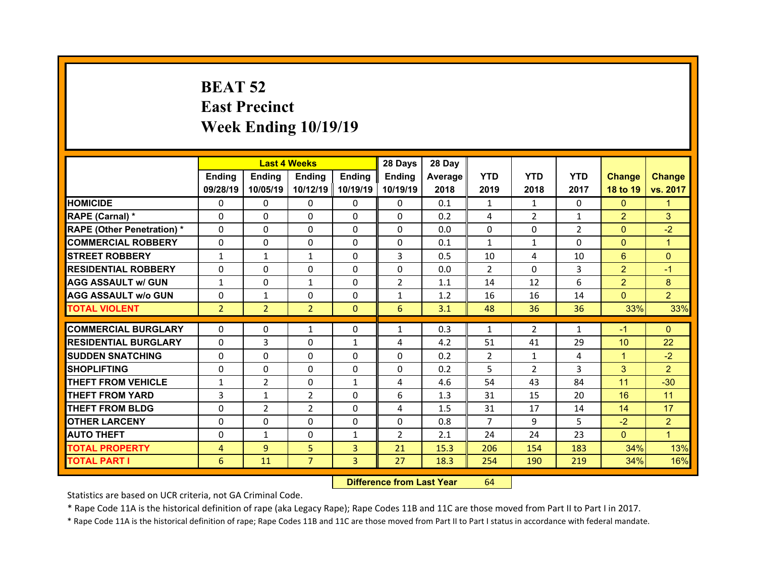# BEAT 52
## East Precinct
## Week Ending 10/19/19

| | Last 4 Weeks | | | | 28 Days | 28 Day | | | | | |
|---|---|---|---|---|---|---|---|---|---|---|---|
| | Ending 09/28/19 | Ending 10/05/19 | Ending 10/12/19 | Ending 10/19/19 | Ending 10/19/19 | Average 2018 | YTD 2019 | YTD 2018 | YTD 2017 | Change 18 to 19 | Change vs. 2017 |
| HOMICIDE | 0 | 0 | 0 | 0 | 0 | 0.1 | 1 | 1 | 0 | 0 | 1 |
| RAPE (Carnal) * | 0 | 0 | 0 | 0 | 0 | 0.2 | 4 | 2 | 1 | 2 | 3 |
| RAPE (Other Penetration) * | 0 | 0 | 0 | 0 | 0 | 0.0 | 0 | 0 | 2 | 0 | -2 |
| COMMERCIAL ROBBERY | 0 | 0 | 0 | 0 | 0 | 0.1 | 1 | 1 | 0 | 0 | 1 |
| STREET ROBBERY | 1 | 1 | 1 | 0 | 3 | 0.5 | 10 | 4 | 10 | 6 | 0 |
| RESIDENTIAL ROBBERY | 0 | 0 | 0 | 0 | 0 | 0.0 | 2 | 0 | 3 | 2 | -1 |
| AGG ASSAULT w/ GUN | 1 | 0 | 1 | 0 | 2 | 1.1 | 14 | 12 | 6 | 2 | 8 |
| AGG ASSAULT w/o GUN | 0 | 1 | 0 | 0 | 1 | 1.2 | 16 | 16 | 14 | 0 | 2 |
| TOTAL VIOLENT | 2 | 2 | 2 | 0 | 6 | 3.1 | 48 | 36 | 36 | 33% | 33% |
| COMMERCIAL BURGLARY | 0 | 0 | 1 | 0 | 1 | 0.3 | 1 | 2 | 1 | -1 | 0 |
| RESIDENTIAL BURGLARY | 0 | 3 | 0 | 1 | 4 | 4.2 | 51 | 41 | 29 | 10 | 22 |
| SUDDEN SNATCHING | 0 | 0 | 0 | 0 | 0 | 0.2 | 2 | 1 | 4 | 1 | -2 |
| SHOPLIFTING | 0 | 0 | 0 | 0 | 0 | 0.2 | 5 | 2 | 3 | 3 | 2 |
| THEFT FROM VEHICLE | 1 | 2 | 0 | 1 | 4 | 4.6 | 54 | 43 | 84 | 11 | -30 |
| THEFT FROM YARD | 3 | 1 | 2 | 0 | 6 | 1.3 | 31 | 15 | 20 | 16 | 11 |
| THEFT FROM BLDG | 0 | 2 | 2 | 0 | 4 | 1.5 | 31 | 17 | 14 | 14 | 17 |
| OTHER LARCENY | 0 | 0 | 0 | 0 | 0 | 0.8 | 7 | 9 | 5 | -2 | 2 |
| AUTO THEFT | 0 | 1 | 0 | 1 | 2 | 2.1 | 24 | 24 | 23 | 0 | 1 |
| TOTAL PROPERTY | 4 | 9 | 5 | 3 | 21 | 15.3 | 206 | 154 | 183 | 34% | 13% |
| TOTAL PART I | 6 | 11 | 7 | 3 | 27 | 18.3 | 254 | 190 | 219 | 34% | 16% |

**Difference from Last Year** 64

Statistics are based on UCR criteria, not GA Criminal Code.

* Rape Code 11A is the historical definition of rape (aka Legacy Rape); Rape Codes 11B and 11C are those moved from Part II to Part I in 2017.

* Rape Code 11A is the historical definition of rape; Rape Codes 11B and 11C are those moved from Part II to Part I status in accordance with federal mandate.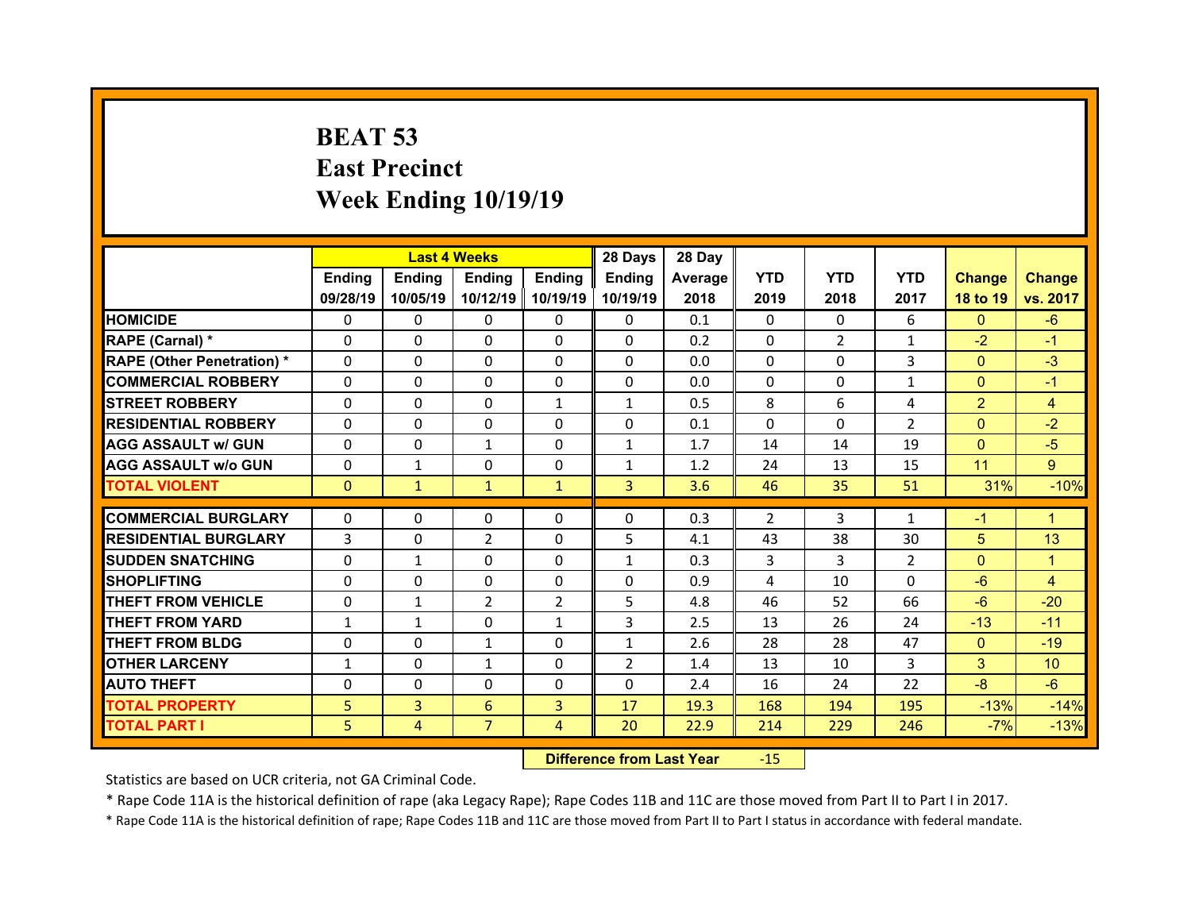# BEAT 53
# East Precinct
# Week Ending 10/19/19

| | Last 4 Weeks | | | | 28 Days | 28 Day | | | | | |
|---|---|---|---|---|---|---|---|---|---|---|---|
| | Ending 09/28/19 | Ending 10/05/19 | Ending 10/12/19 | Ending 10/19/19 | Ending 10/19/19 | Average 2018 | YTD 2019 | YTD 2018 | YTD 2017 | Change 18 to 19 | Change vs. 2017 |
| HOMICIDE | 0 | 0 | 0 | 0 | 0 | 0.1 | 0 | 0 | 6 | 0 | -6 |
| RAPE (Carnal) * | 0 | 0 | 0 | 0 | 0 | 0.2 | 0 | 2 | 1 | -2 | -1 |
| RAPE (Other Penetration) * | 0 | 0 | 0 | 0 | 0 | 0.0 | 0 | 0 | 3 | 0 | -3 |
| COMMERCIAL ROBBERY | 0 | 0 | 0 | 0 | 0 | 0.0 | 0 | 0 | 1 | 0 | -1 |
| STREET ROBBERY | 0 | 0 | 0 | 1 | 1 | 0.5 | 8 | 6 | 4 | 2 | 4 |
| RESIDENTIAL ROBBERY | 0 | 0 | 0 | 0 | 0 | 0.1 | 0 | 0 | 2 | 0 | -2 |
| AGG ASSAULT w/ GUN | 0 | 0 | 1 | 0 | 1 | 1.7 | 14 | 14 | 19 | 0 | -5 |
| AGG ASSAULT w/o GUN | 0 | 1 | 0 | 0 | 1 | 1.2 | 24 | 13 | 15 | 11 | 9 |
| TOTAL VIOLENT | 0 | 1 | 1 | 1 | 3 | 3.6 | 46 | 35 | 51 | 31% | -10% |
| COMMERCIAL BURGLARY | 0 | 0 | 0 | 0 | 0 | 0.3 | 2 | 3 | 1 | -1 | 1 |
| RESIDENTIAL BURGLARY | 3 | 0 | 2 | 0 | 5 | 4.1 | 43 | 38 | 30 | 5 | 13 |
| SUDDEN SNATCHING | 0 | 1 | 0 | 0 | 1 | 0.3 | 3 | 3 | 2 | 0 | 1 |
| SHOPLIFTING | 0 | 0 | 0 | 0 | 0 | 0.9 | 4 | 10 | 0 | -6 | 4 |
| THEFT FROM VEHICLE | 0 | 1 | 2 | 2 | 5 | 4.8 | 46 | 52 | 66 | -6 | -20 |
| THEFT FROM YARD | 1 | 1 | 0 | 1 | 3 | 2.5 | 13 | 26 | 24 | -13 | -11 |
| THEFT FROM BLDG | 0 | 0 | 1 | 0 | 1 | 2.6 | 28 | 28 | 47 | 0 | -19 |
| OTHER LARCENY | 1 | 0 | 1 | 0 | 2 | 1.4 | 13 | 10 | 3 | 3 | 10 |
| AUTO THEFT | 0 | 0 | 0 | 0 | 0 | 2.4 | 16 | 24 | 22 | -8 | -6 |
| TOTAL PROPERTY | 5 | 3 | 6 | 3 | 17 | 19.3 | 168 | 194 | 195 | -13% | -14% |
| TOTAL PART I | 5 | 4 | 7 | 4 | 20 | 22.9 | 214 | 229 | 246 | -7% | -13% |

**Difference from Last Year** -15

Statistics are based on UCR criteria, not GA Criminal Code.

* Rape Code 11A is the historical definition of rape (aka Legacy Rape); Rape Codes 11B and 11C are those moved from Part II to Part I in 2017.

* Rape Code 11A is the historical definition of rape; Rape Codes 11B and 11C are those moved from Part II to Part I status in accordance with federal mandate.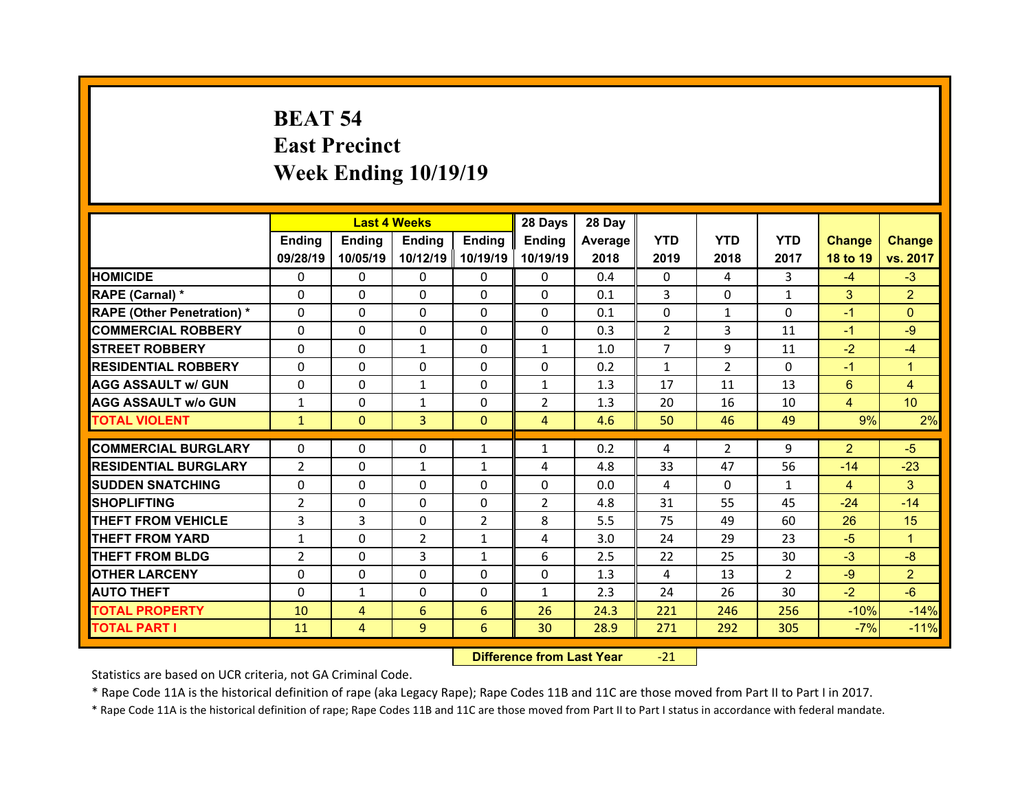# BEAT 54
## East Precinct
## Week Ending 10/19/19

| | Last 4 Weeks | | | | 28 Days | 28 Day | YTD | YTD | YTD | Change | Change |
|---|---|---|---|---|---|---|---|---|---|---|---|
| | Ending 09/28/19 | Ending 10/05/19 | Ending 10/12/19 | Ending 10/19/19 | Ending 10/19/19 | Average 2018 | 2019 | 2018 | 2017 | 18 to 19 | vs. 2017 |
| HOMICIDE | 0 | 0 | 0 | 0 | 0 | 0.4 | 0 | 4 | 3 | -4 | -3 |
| RAPE (Carnal) * | 0 | 0 | 0 | 0 | 0 | 0.1 | 3 | 0 | 1 | 3 | 2 |
| RAPE (Other Penetration) * | 0 | 0 | 0 | 0 | 0 | 0.1 | 0 | 1 | 0 | -1 | 0 |
| COMMERCIAL ROBBERY | 0 | 0 | 0 | 0 | 0 | 0.3 | 2 | 3 | 11 | -1 | -9 |
| STREET ROBBERY | 0 | 0 | 1 | 0 | 1 | 1.0 | 7 | 9 | 11 | -2 | -4 |
| RESIDENTIAL ROBBERY | 0 | 0 | 0 | 0 | 0 | 0.2 | 1 | 2 | 0 | -1 | 1 |
| AGG ASSAULT w/ GUN | 0 | 0 | 1 | 0 | 1 | 1.3 | 17 | 11 | 13 | 6 | 4 |
| AGG ASSAULT w/o GUN | 1 | 0 | 1 | 0 | 2 | 1.3 | 20 | 16 | 10 | 4 | 10 |
| TOTAL VIOLENT | 1 | 0 | 3 | 0 | 4 | 4.6 | 50 | 46 | 49 | 9% | 2% |
| COMMERCIAL BURGLARY | 0 | 0 | 0 | 1 | 1 | 0.2 | 4 | 2 | 9 | 2 | -5 |
| RESIDENTIAL BURGLARY | 2 | 0 | 1 | 1 | 4 | 4.8 | 33 | 47 | 56 | -14 | -23 |
| SUDDEN SNATCHING | 0 | 0 | 0 | 0 | 0 | 0.0 | 4 | 0 | 1 | 4 | 3 |
| SHOPLIFTING | 2 | 0 | 0 | 0 | 2 | 4.8 | 31 | 55 | 45 | -24 | -14 |
| THEFT FROM VEHICLE | 3 | 3 | 0 | 2 | 8 | 5.5 | 75 | 49 | 60 | 26 | 15 |
| THEFT FROM YARD | 1 | 0 | 2 | 1 | 4 | 3.0 | 24 | 29 | 23 | -5 | 1 |
| THEFT FROM BLDG | 2 | 0 | 3 | 1 | 6 | 2.5 | 22 | 25 | 30 | -3 | -8 |
| OTHER LARCENY | 0 | 0 | 0 | 0 | 0 | 1.3 | 4 | 13 | 2 | -9 | 2 |
| AUTO THEFT | 0 | 1 | 0 | 0 | 1 | 2.3 | 24 | 26 | 30 | -2 | -6 |
| TOTAL PROPERTY | 10 | 4 | 6 | 6 | 26 | 24.3 | 221 | 246 | 256 | -10% | -14% |
| TOTAL PART I | 11 | 4 | 9 | 6 | 30 | 28.9 | 271 | 292 | 305 | -7% | -11% |

**Difference from Last Year** -21

Statistics are based on UCR criteria, not GA Criminal Code.

* Rape Code 11A is the historical definition of rape (aka Legacy Rape); Rape Codes 11B and 11C are those moved from Part II to Part I in 2017.

* Rape Code 11A is the historical definition of rape; Rape Codes 11B and 11C are those moved from Part II to Part I status in accordance with federal mandate.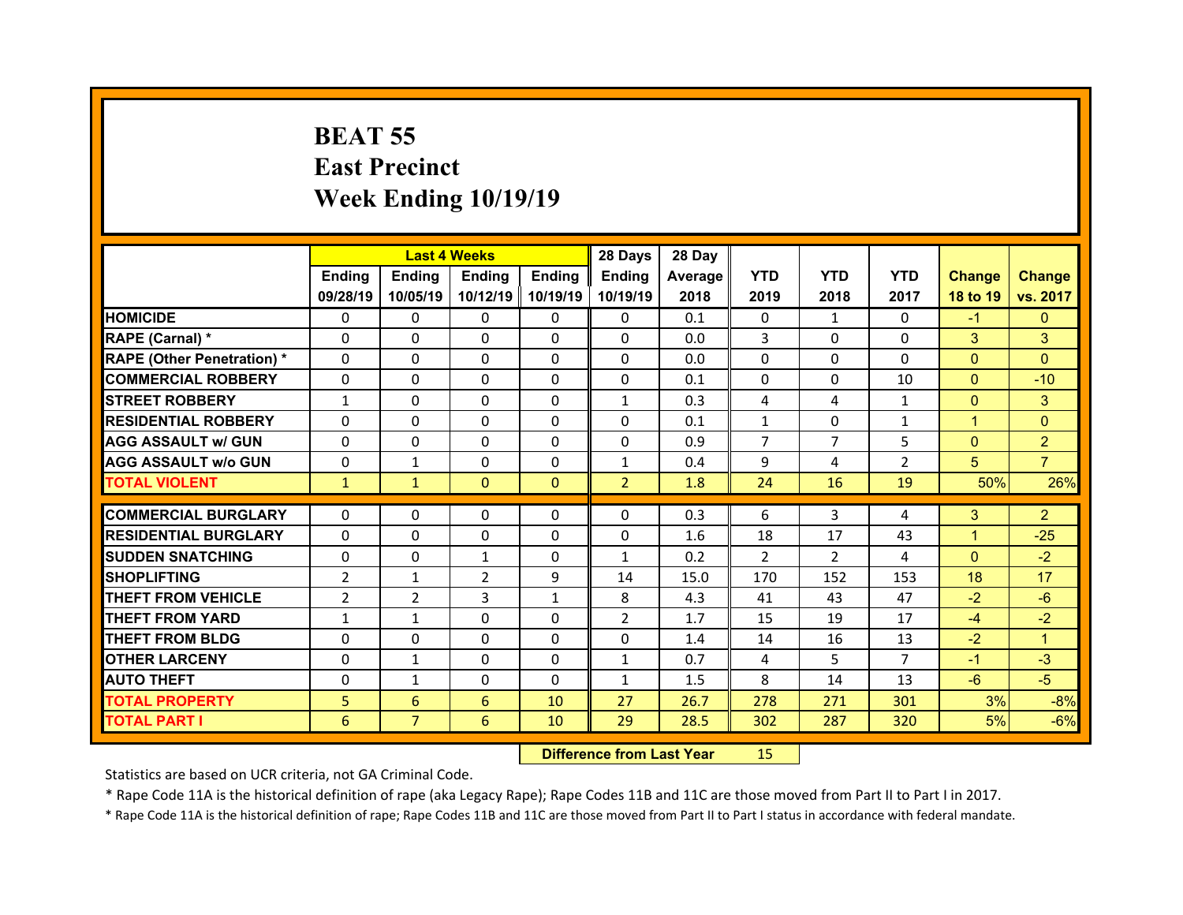# BEAT 55
## East Precinct
## Week Ending 10/19/19

| | Last 4 Weeks | | | | 28 Days | 28 Day | | | | | |
|---|---|---|---|---|---|---|---|---|---|---|---|
| | Ending 09/28/19 | Ending 10/05/19 | Ending 10/12/19 | Ending 10/19/19 | Ending 10/19/19 | Average 2018 | YTD 2019 | YTD 2018 | YTD 2017 | Change 18 to 19 | Change vs. 2017 |
| HOMICIDE | 0 | 0 | 0 | 0 | 0 | 0.1 | 0 | 1 | 0 | -1 | 0 |
| RAPE (Carnal) * | 0 | 0 | 0 | 0 | 0 | 0.0 | 3 | 0 | 0 | 3 | 3 |
| RAPE (Other Penetration) * | 0 | 0 | 0 | 0 | 0 | 0.0 | 0 | 0 | 0 | 0 | 0 |
| COMMERCIAL ROBBERY | 0 | 0 | 0 | 0 | 0 | 0.1 | 0 | 0 | 10 | 0 | -10 |
| STREET ROBBERY | 1 | 0 | 0 | 0 | 1 | 0.3 | 4 | 4 | 1 | 0 | 3 |
| RESIDENTIAL ROBBERY | 0 | 0 | 0 | 0 | 0 | 0.1 | 1 | 0 | 1 | 1 | 0 |
| AGG ASSAULT w/ GUN | 0 | 0 | 0 | 0 | 0 | 0.9 | 7 | 7 | 5 | 0 | 2 |
| AGG ASSAULT w/o GUN | 0 | 1 | 0 | 0 | 1 | 0.4 | 9 | 4 | 2 | 5 | 7 |
| TOTAL VIOLENT | 1 | 1 | 0 | 0 | 2 | 1.8 | 24 | 16 | 19 | 50% | 26% |
| COMMERCIAL BURGLARY | 0 | 0 | 0 | 0 | 0 | 0.3 | 6 | 3 | 4 | 3 | 2 |
| RESIDENTIAL BURGLARY | 0 | 0 | 0 | 0 | 0 | 1.6 | 18 | 17 | 43 | 1 | -25 |
| SUDDEN SNATCHING | 0 | 0 | 1 | 0 | 1 | 0.2 | 2 | 2 | 4 | 0 | -2 |
| SHOPLIFTING | 2 | 1 | 2 | 9 | 14 | 15.0 | 170 | 152 | 153 | 18 | 17 |
| THEFT FROM VEHICLE | 2 | 2 | 3 | 1 | 8 | 4.3 | 41 | 43 | 47 | -2 | -6 |
| THEFT FROM YARD | 1 | 1 | 0 | 0 | 2 | 1.7 | 15 | 19 | 17 | -4 | -2 |
| THEFT FROM BLDG | 0 | 0 | 0 | 0 | 0 | 1.4 | 14 | 16 | 13 | -2 | 1 |
| OTHER LARCENY | 0 | 1 | 0 | 0 | 1 | 0.7 | 4 | 5 | 7 | -1 | -3 |
| AUTO THEFT | 0 | 1 | 0 | 0 | 1 | 1.5 | 8 | 14 | 13 | -6 | -5 |
| TOTAL PROPERTY | 5 | 6 | 6 | 10 | 27 | 26.7 | 278 | 271 | 301 | 3% | -8% |
| TOTAL PART I | 6 | 7 | 6 | 10 | 29 | 28.5 | 302 | 287 | 320 | 5% | -6% |

**Difference from Last Year** 15

Statistics are based on UCR criteria, not GA Criminal Code.

* Rape Code 11A is the historical definition of rape (aka Legacy Rape); Rape Codes 11B and 11C are those moved from Part II to Part I in 2017.

* Rape Code 11A is the historical definition of rape; Rape Codes 11B and 11C are those moved from Part II to Part I status in accordance with federal mandate.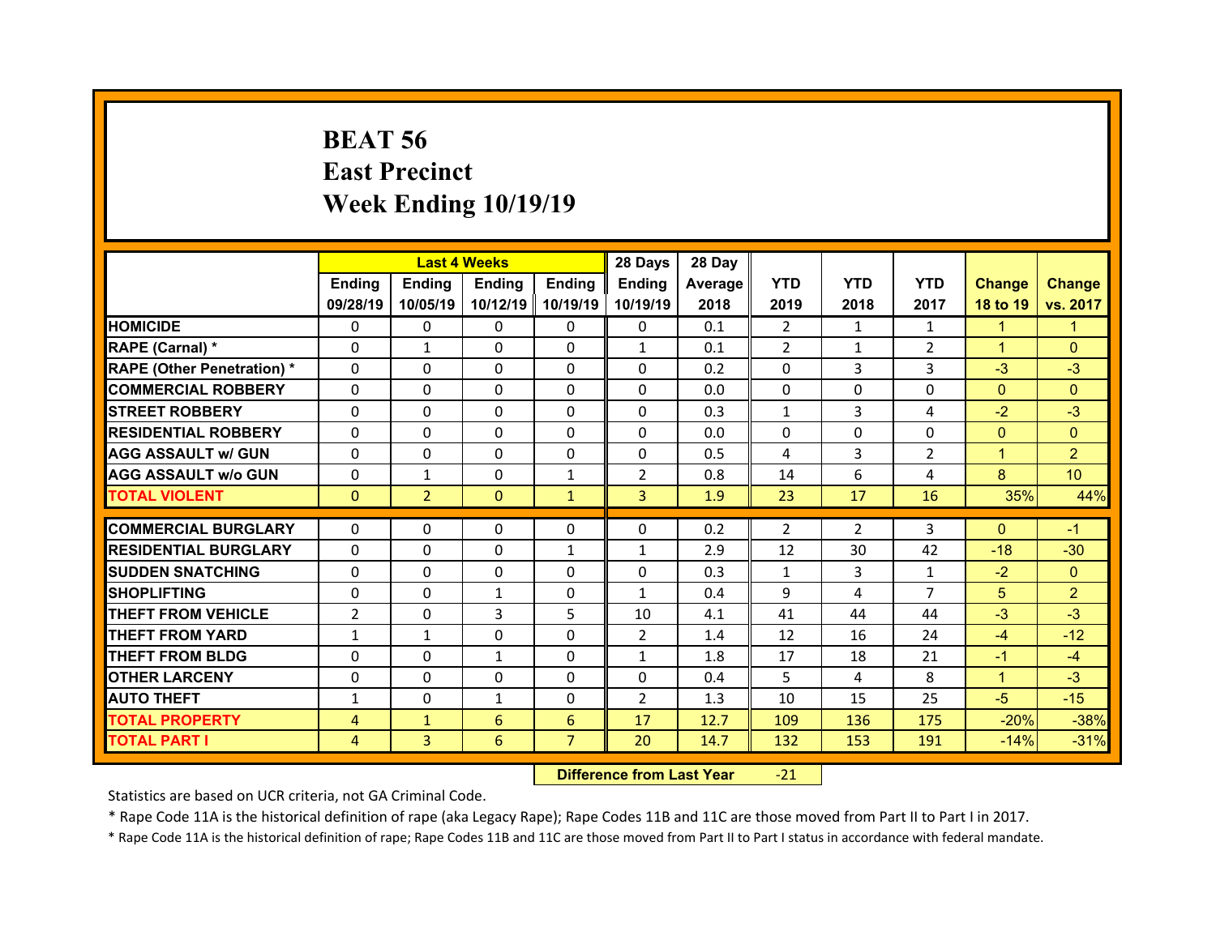# BEAT 56
## East Precinct
## Week Ending 10/19/19

| | Last 4 Weeks | | | | 28 Days | 28 Day | | | | | |
|---|---|---|---|---|---|---|---|---|---|---|---|
| | Ending 09/28/19 | Ending 10/05/19 | Ending 10/12/19 | Ending 10/19/19 | Ending 10/19/19 | Average 2018 | YTD 2019 | YTD 2018 | YTD 2017 | Change 18 to 19 | Change vs. 2017 |
| HOMICIDE | 0 | 0 | 0 | 0 | 0 | 0.1 | 2 | 1 | 1 | 1 | 1 |
| RAPE (Carnal) * | 0 | 1 | 0 | 0 | 1 | 0.1 | 2 | 1 | 2 | 1 | 0 |
| RAPE (Other Penetration) * | 0 | 0 | 0 | 0 | 0 | 0.2 | 0 | 3 | 3 | -3 | -3 |
| COMMERCIAL ROBBERY | 0 | 0 | 0 | 0 | 0 | 0.0 | 0 | 0 | 0 | 0 | 0 |
| STREET ROBBERY | 0 | 0 | 0 | 0 | 0 | 0.3 | 1 | 3 | 4 | -2 | -3 |
| RESIDENTIAL ROBBERY | 0 | 0 | 0 | 0 | 0 | 0.0 | 0 | 0 | 0 | 0 | 0 |
| AGG ASSAULT w/ GUN | 0 | 0 | 0 | 0 | 0 | 0.5 | 4 | 3 | 2 | 1 | 2 |
| AGG ASSAULT w/o GUN | 0 | 1 | 0 | 1 | 2 | 0.8 | 14 | 6 | 4 | 8 | 10 |
| TOTAL VIOLENT | 0 | 2 | 0 | 1 | 3 | 1.9 | 23 | 17 | 16 | 35% | 44% |
| COMMERCIAL BURGLARY | 0 | 0 | 0 | 0 | 0 | 0.2 | 2 | 2 | 3 | 0 | -1 |
| RESIDENTIAL BURGLARY | 0 | 0 | 0 | 1 | 1 | 2.9 | 12 | 30 | 42 | -18 | -30 |
| SUDDEN SNATCHING | 0 | 0 | 0 | 0 | 0 | 0.3 | 1 | 3 | 1 | -2 | 0 |
| SHOPLIFTING | 0 | 0 | 1 | 0 | 1 | 0.4 | 9 | 4 | 7 | 5 | 2 |
| THEFT FROM VEHICLE | 2 | 0 | 3 | 5 | 10 | 4.1 | 41 | 44 | 44 | -3 | -3 |
| THEFT FROM YARD | 1 | 1 | 0 | 0 | 2 | 1.4 | 12 | 16 | 24 | -4 | -12 |
| THEFT FROM BLDG | 0 | 0 | 1 | 0 | 1 | 1.8 | 17 | 18 | 21 | -1 | -4 |
| OTHER LARCENY | 0 | 0 | 0 | 0 | 0 | 0.4 | 5 | 4 | 8 | 1 | -3 |
| AUTO THEFT | 1 | 0 | 1 | 0 | 2 | 1.3 | 10 | 15 | 25 | -5 | -15 |
| TOTAL PROPERTY | 4 | 1 | 6 | 6 | 17 | 12.7 | 109 | 136 | 175 | -20% | -38% |
| TOTAL PART I | 4 | 3 | 6 | 7 | 20 | 14.7 | 132 | 153 | 191 | -14% | -31% |

**Difference from Last Year** -21

Statistics are based on UCR criteria, not GA Criminal Code.

* Rape Code 11A is the historical definition of rape (aka Legacy Rape); Rape Codes 11B and 11C are those moved from Part II to Part I in 2017.

* Rape Code 11A is the historical definition of rape; Rape Codes 11B and 11C are those moved from Part II to Part I status in accordance with federal mandate.